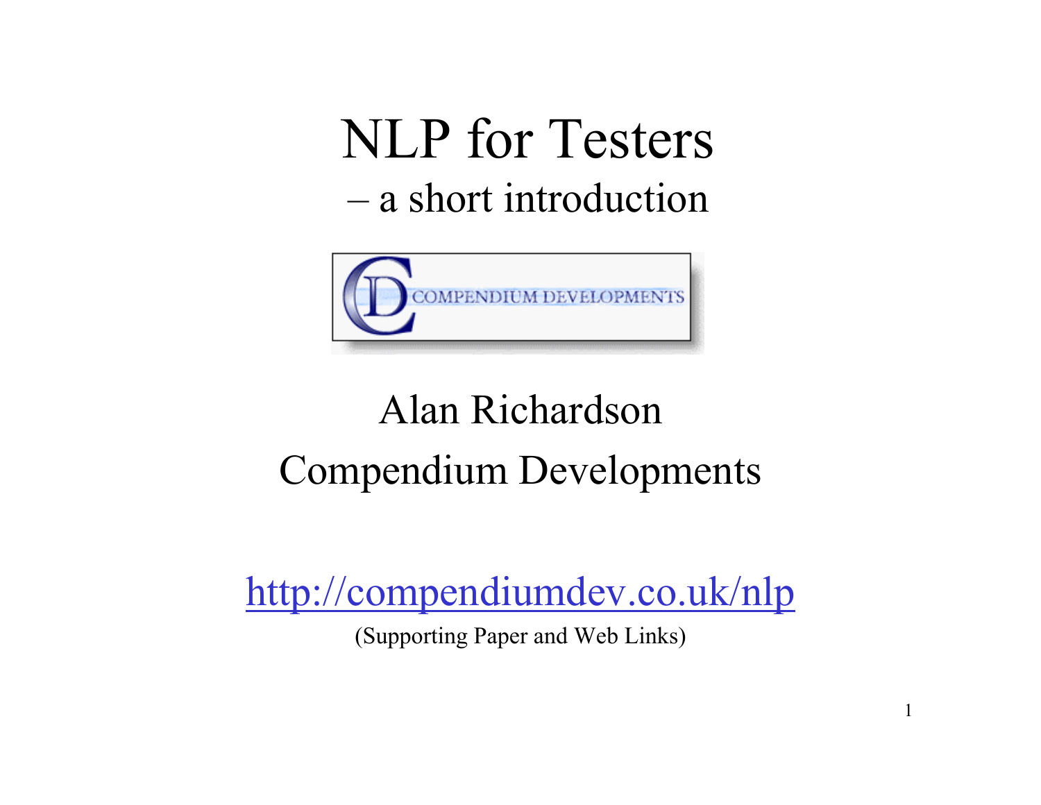# NLP for Testers

## – a short introduction

COMPENDIUM DEVELOPMENTS

Alan Richardson

Compendium Developments

http://compendiumdev.co.uk/nlp

(Supporting Paper and Web Links)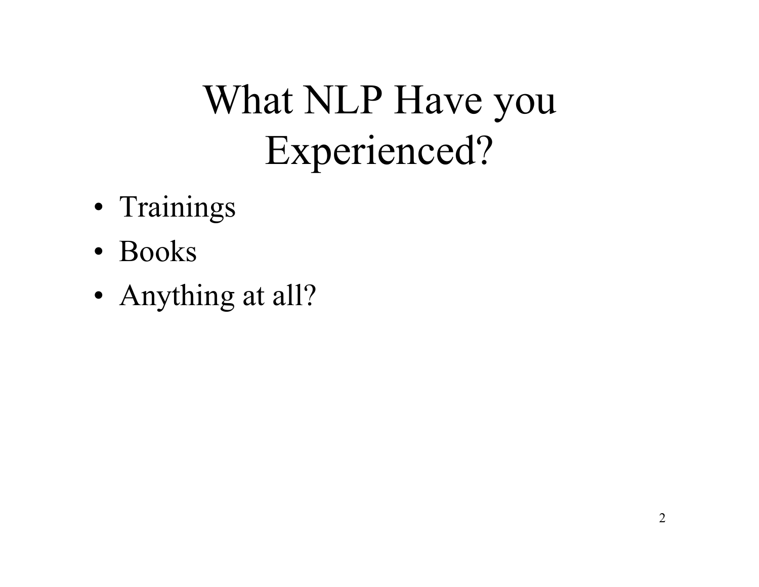# What NLP Have you Experienced?

- Trainings
- Books
- Anything at all?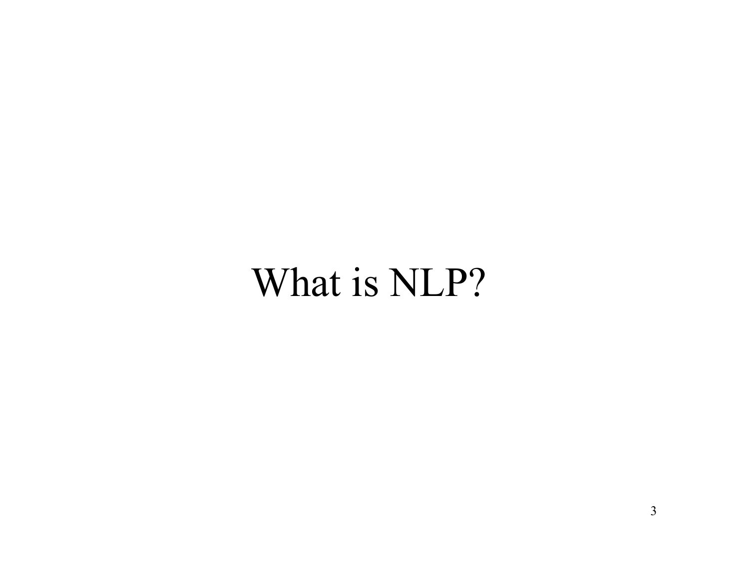# What is NLP?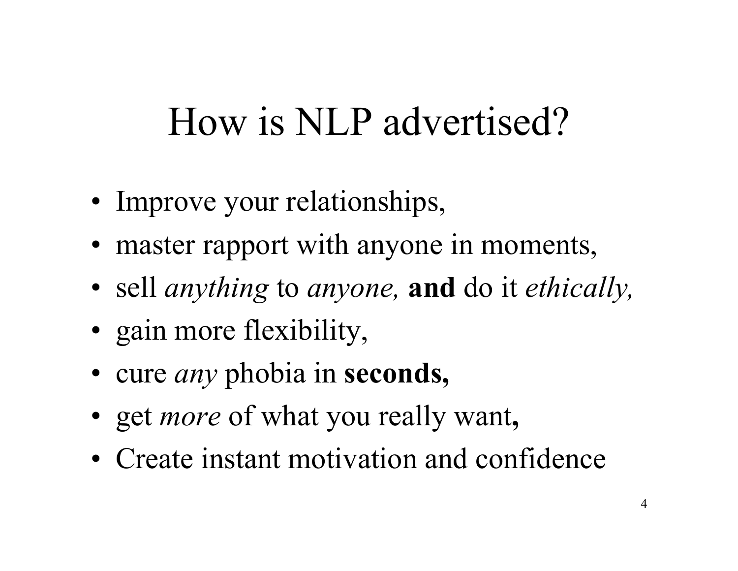# How is NLP advertised?

- Improve your relationships,
- master rapport with anyone in moments,
- sell *anything* to *anyone,* **and** do it *ethically,*
- gain more flexibility,
- cure *any* phobia in **seconds,**
- get *more* of what you really want**,**
- Create instant motivation and confidence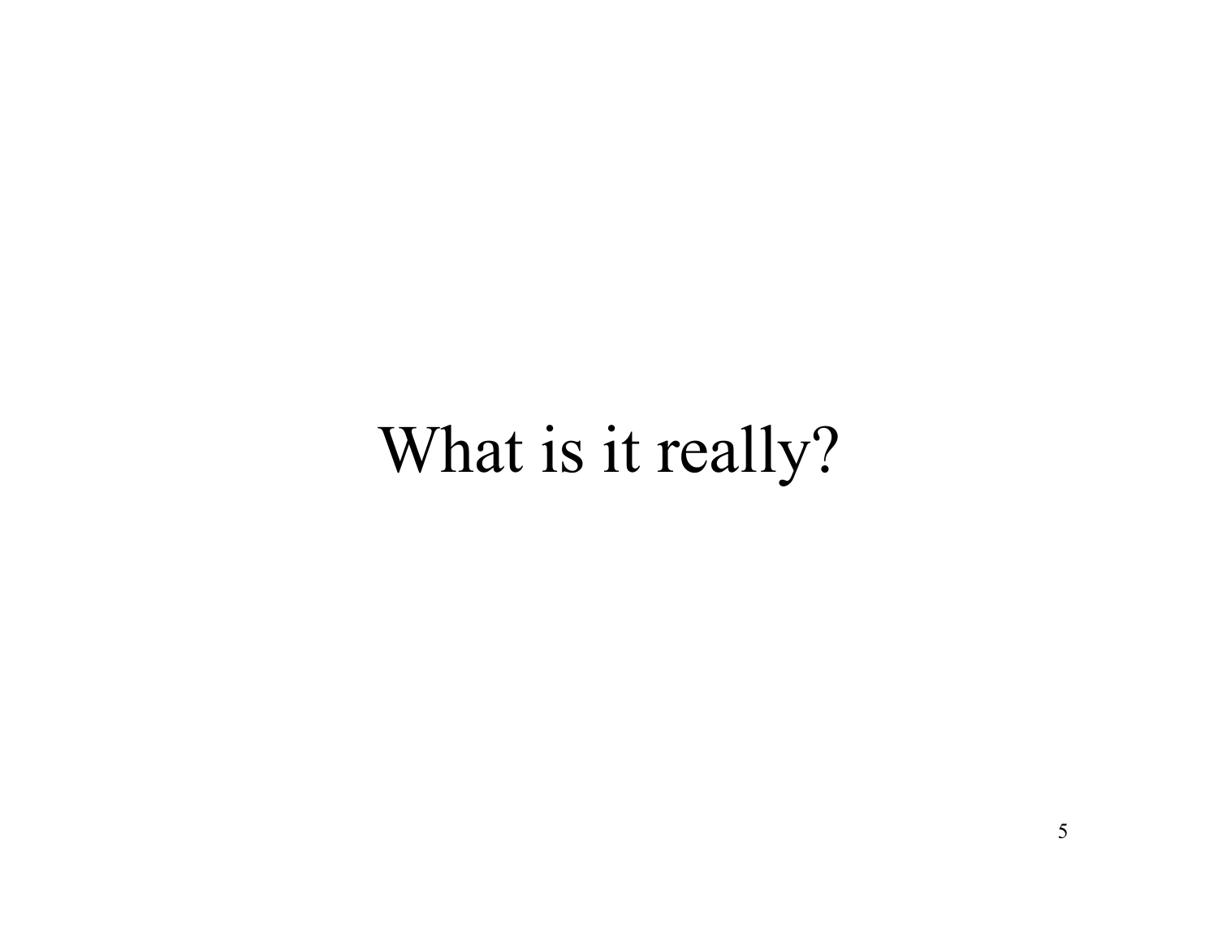# What is it really?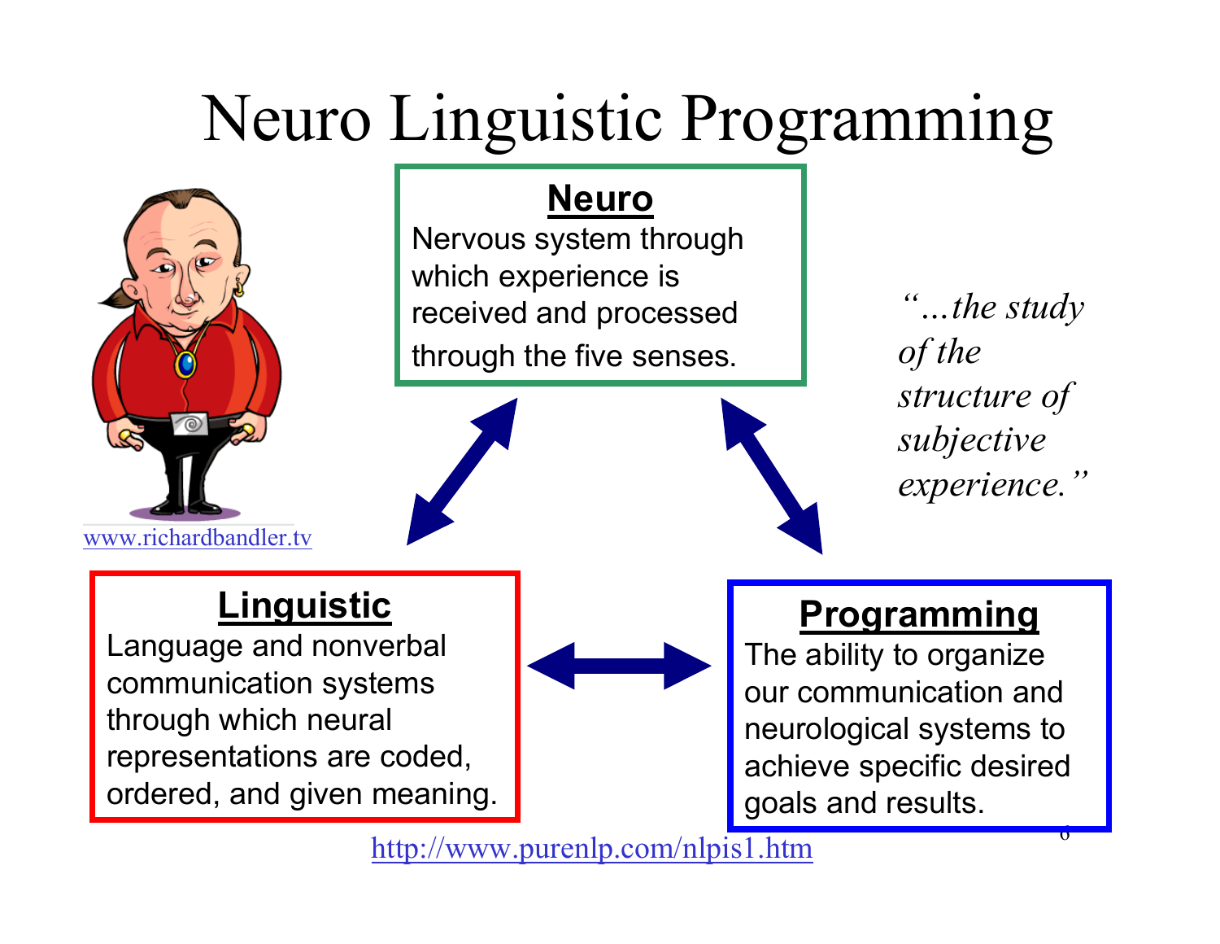# Neuro Linguistic Programming

**Neuro**
Nervous system through which experience is received and processed through the five senses.

*"…the study of the structure of subjective experience."*

www.richardbandler.tv

**Linguistic**
Language and nonverbal communication systems through which neural representations are coded, ordered, and given meaning.

**Programming**
The ability to organize our communication and neurological systems to achieve specific desired goals and results.

http://www.purenlp.com/nlpis1.htm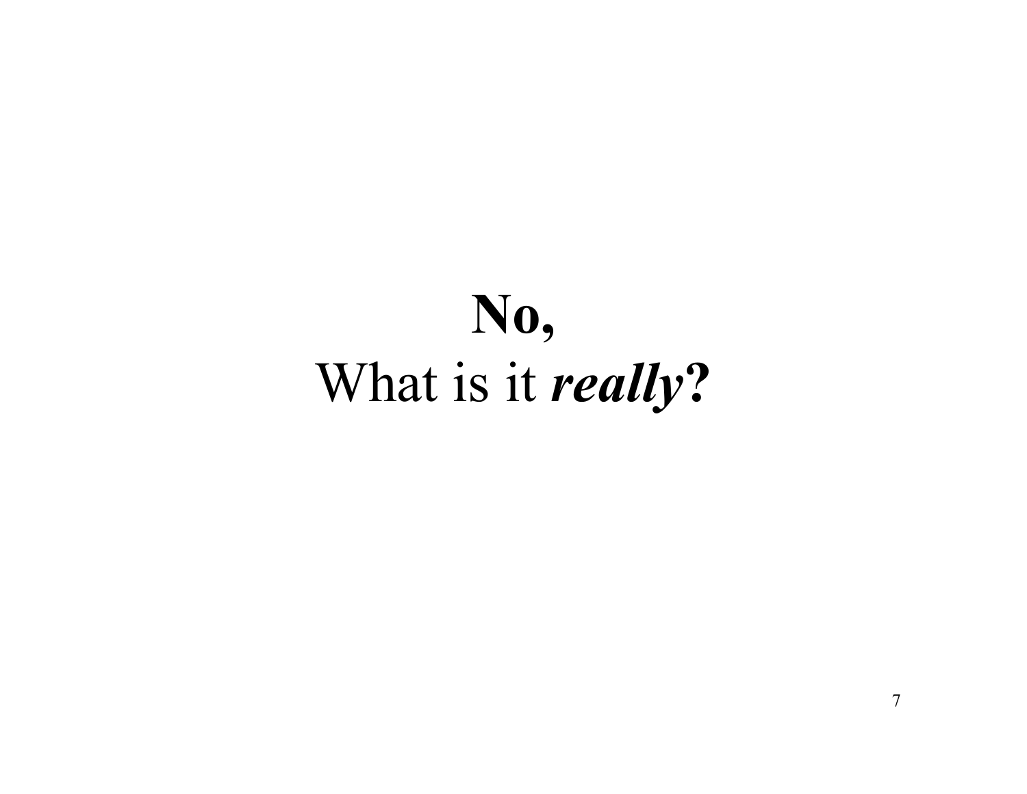**No,**
What is it ***really*****?**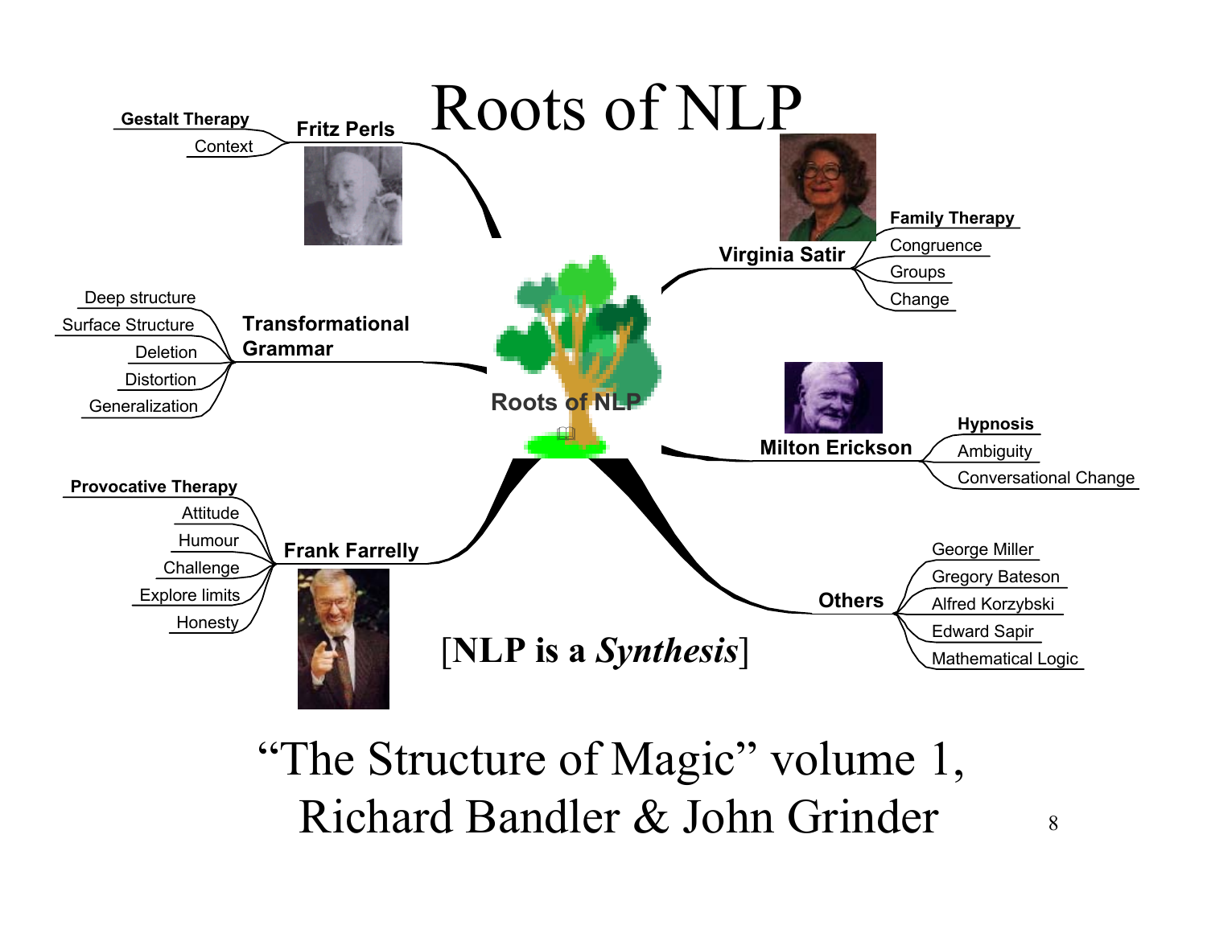# Roots of NLP

- **Fritz Perls**
  - **Gestalt Therapy**
  - Context
- **Transformational Grammar**
  - Deep structure
  - Surface Structure
  - Deletion
  - Distortion
  - Generalization
- **Frank Farrelly**
  - **Provocative Therapy**
  - Attitude
  - Humour
  - Challenge
  - Explore limits
  - Honesty
- **Virginia Satir**
  - **Family Therapy**
  - Congruence
  - Groups
  - Change
- **Milton Erickson**
  - **Hypnosis**
  - Ambiguity
  - Conversational Change
- **Others**
  - George Miller
  - Gregory Bateson
  - Alfred Korzybski
  - Edward Sapir
  - Mathematical Logic

[**NLP is a *Synthesis***]

"The Structure of Magic" volume 1, Richard Bandler & John Grinder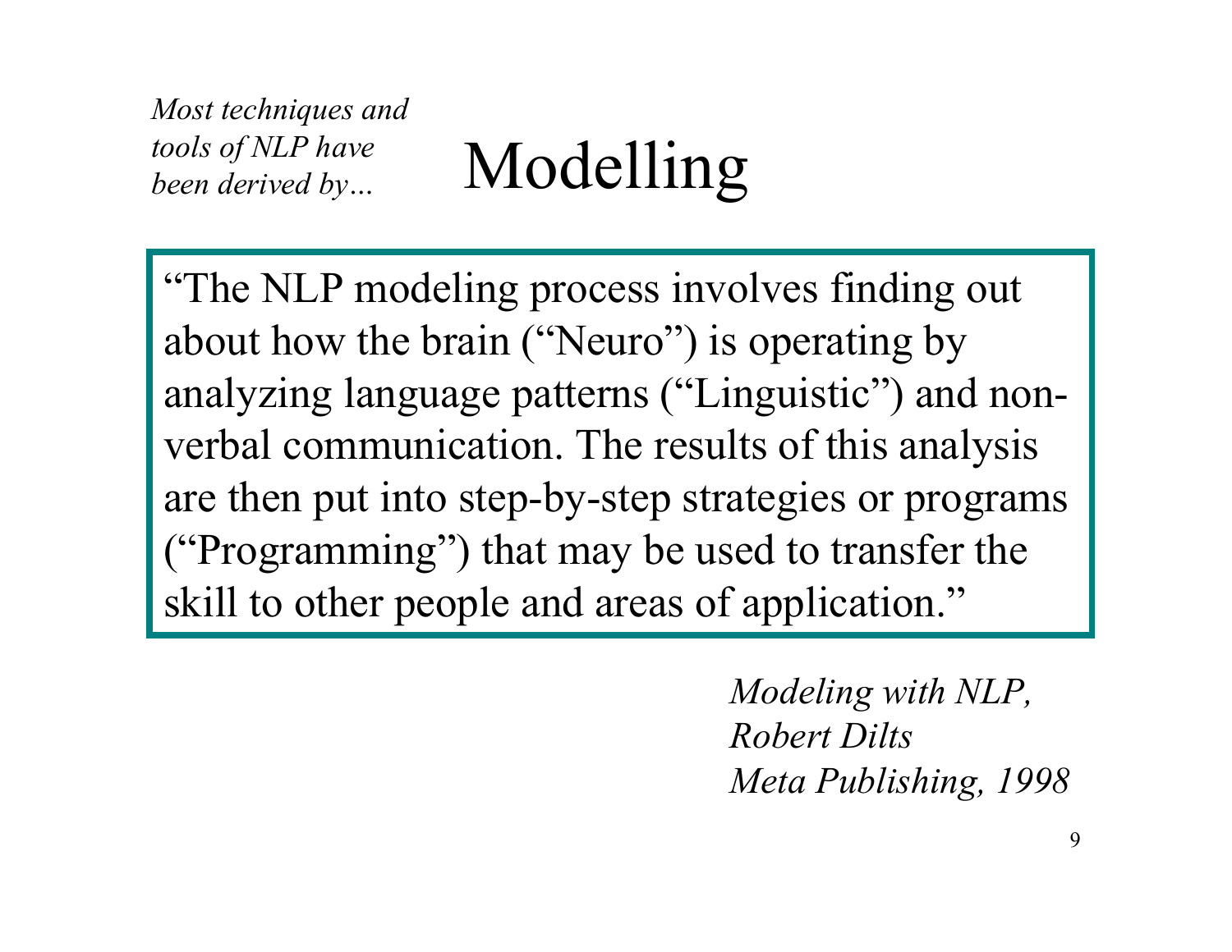*Most techniques and tools of NLP have been derived by…*

# Modelling

"The NLP modeling process involves finding out about how the brain ("Neuro") is operating by analyzing language patterns ("Linguistic") and non-verbal communication. The results of this analysis are then put into step-by-step strategies or programs ("Programming") that may be used to transfer the skill to other people and areas of application."

*Modeling with NLP,*
*Robert Dilts*
*Meta Publishing, 1998*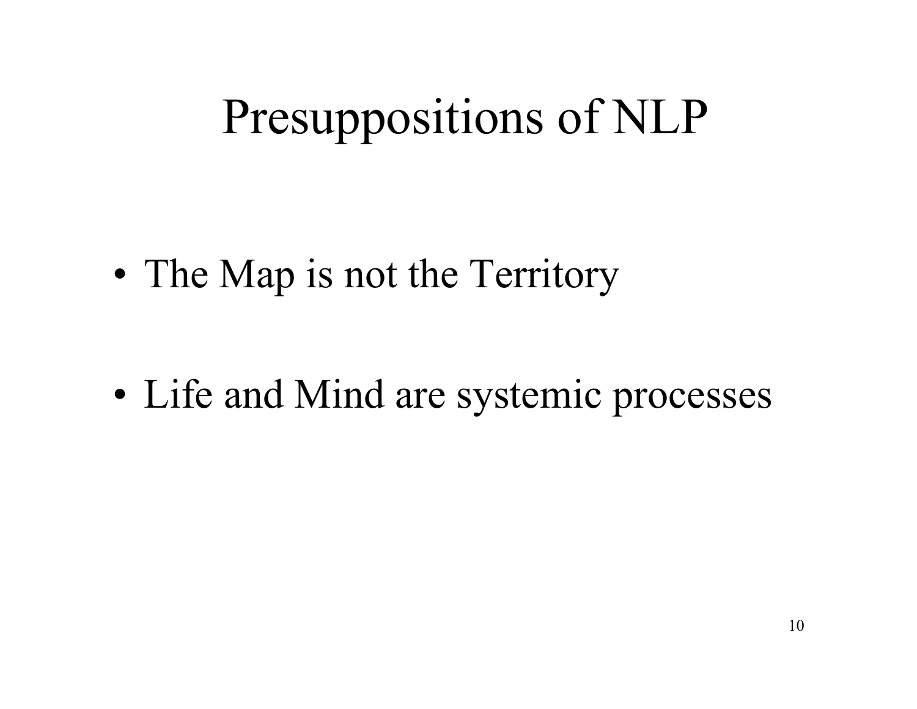# Presuppositions of NLP

- The Map is not the Territory
- Life and Mind are systemic processes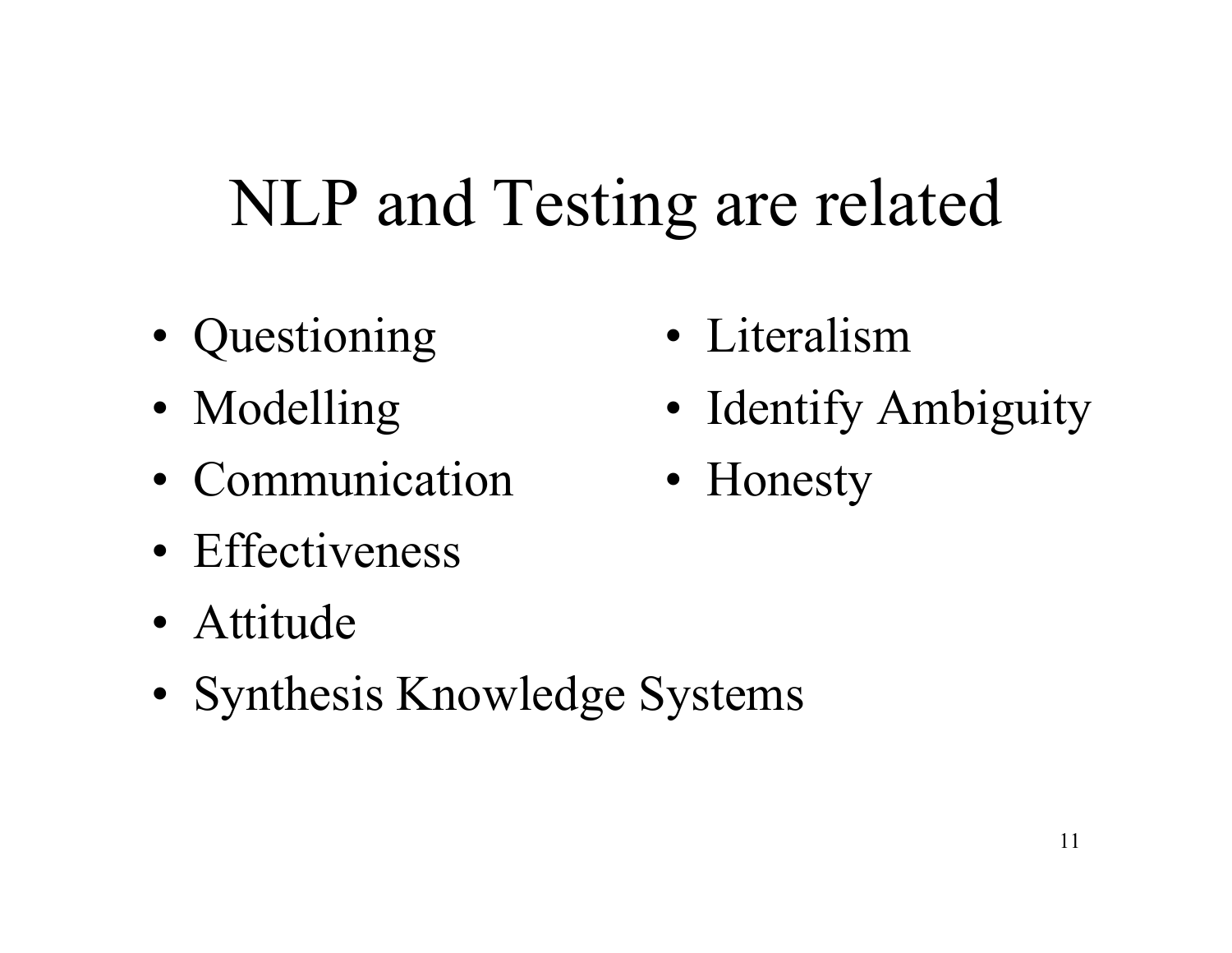# NLP and Testing are related

- Questioning
- Modelling
- Communication
- Effectiveness
- Attitude
- Synthesis Knowledge Systems
- Literalism
- Identify Ambiguity
- Honesty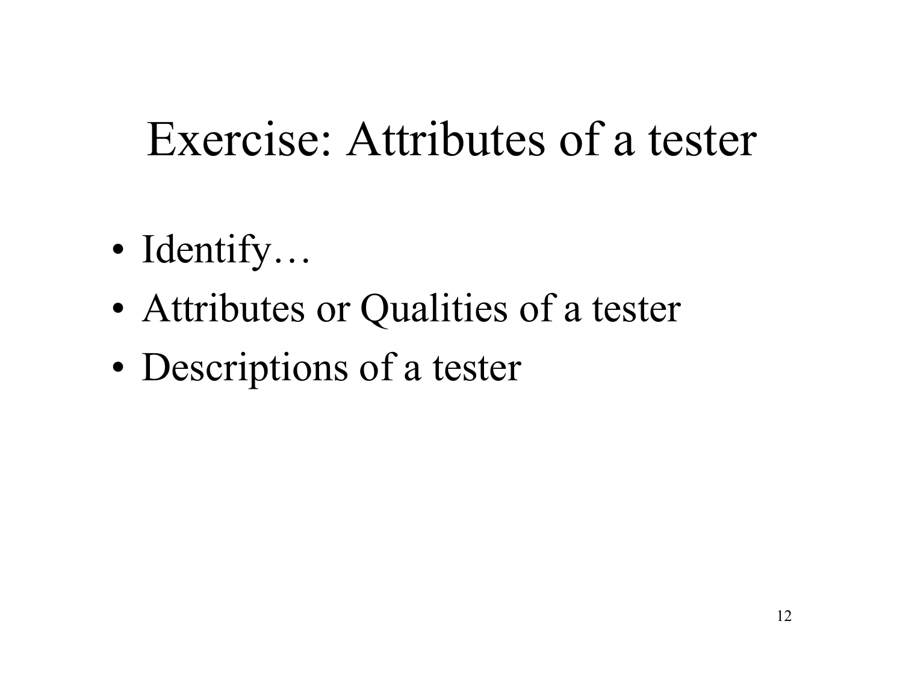# Exercise: Attributes of a tester

- Identify…
- Attributes or Qualities of a tester
- Descriptions of a tester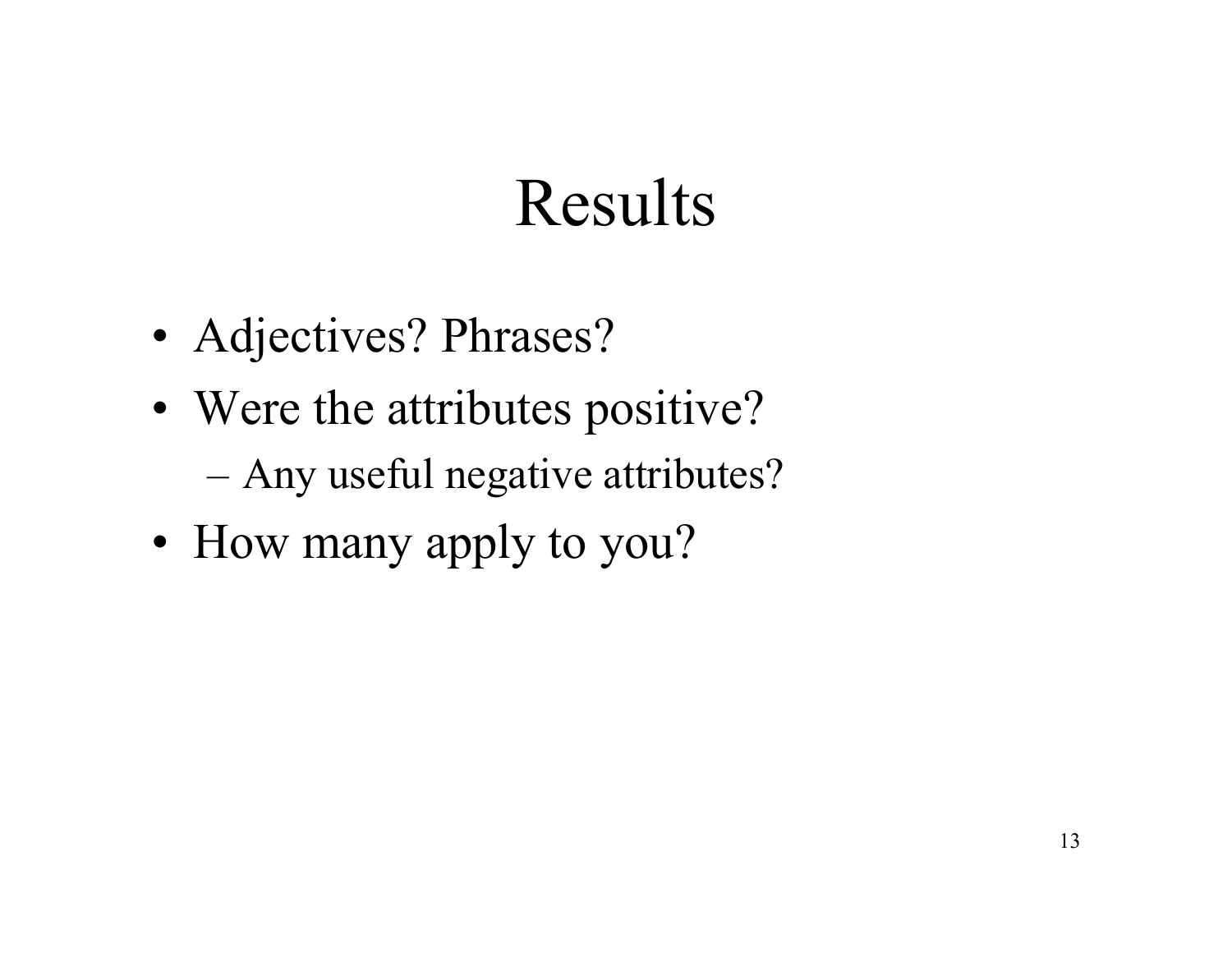# Results

- Adjectives? Phrases?
- Were the attributes positive?
  - Any useful negative attributes?
- How many apply to you?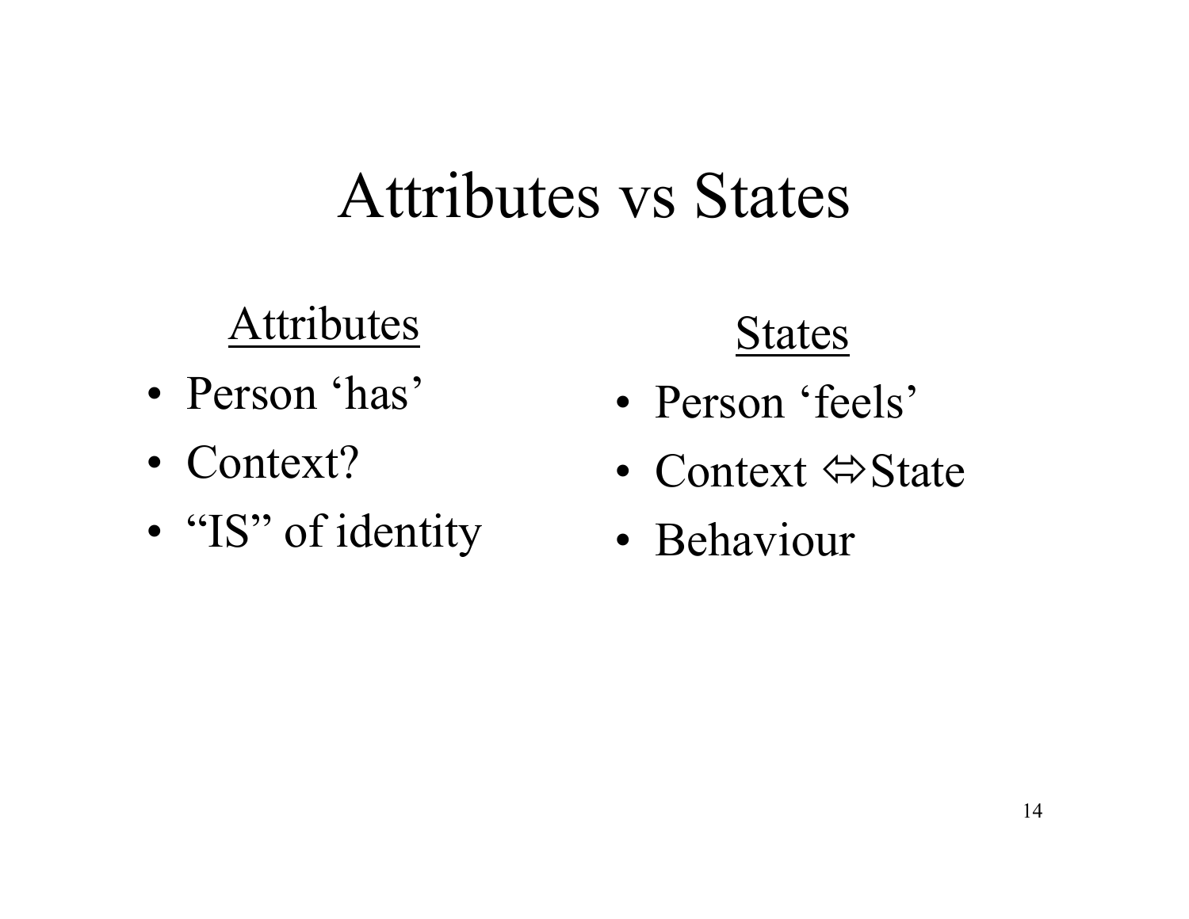# Attributes vs States

## Attributes

- Person 'has'
- Context?
- "IS" of identity

## States

- Person 'feels'
- Context ⇔State
- Behaviour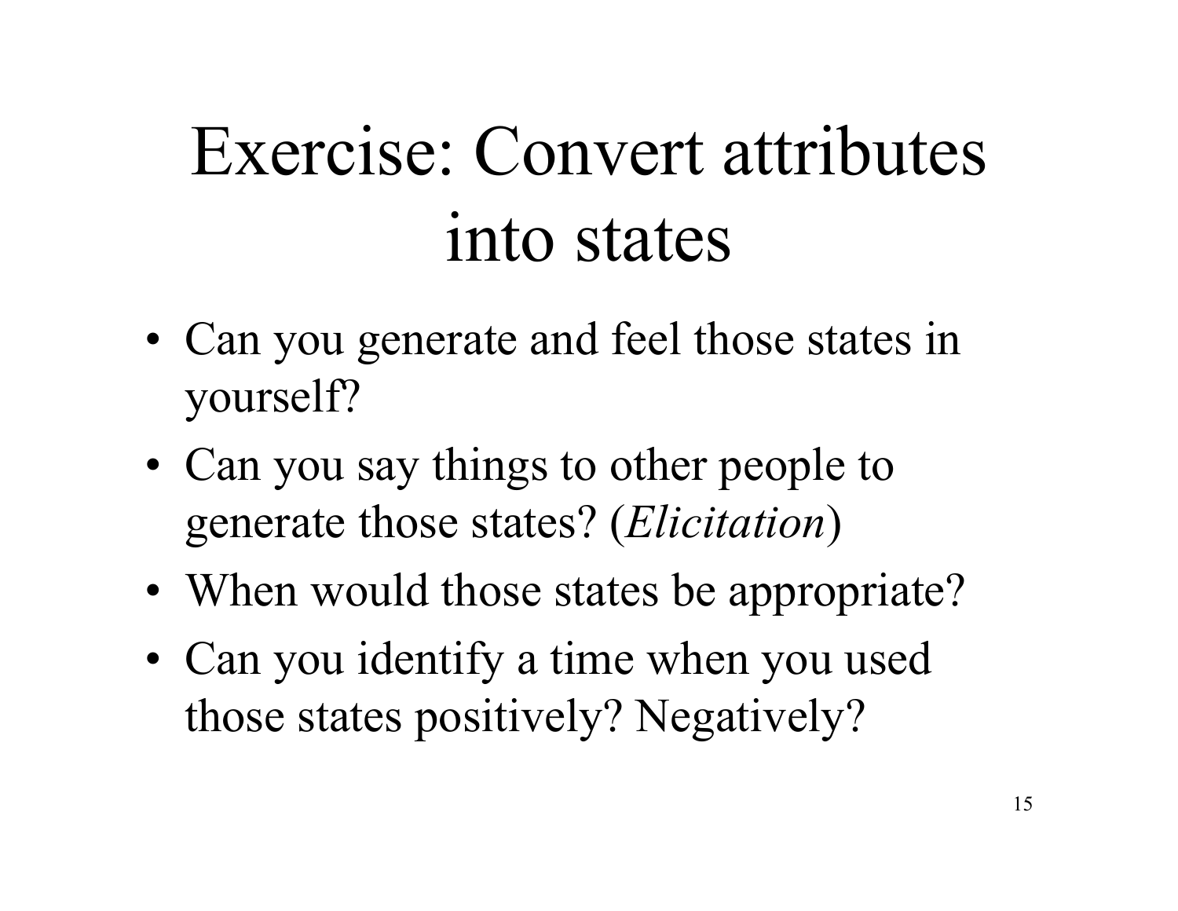# Exercise: Convert attributes into states

- Can you generate and feel those states in yourself?
- Can you say things to other people to generate those states? (*Elicitation*)
- When would those states be appropriate?
- Can you identify a time when you used those states positively? Negatively?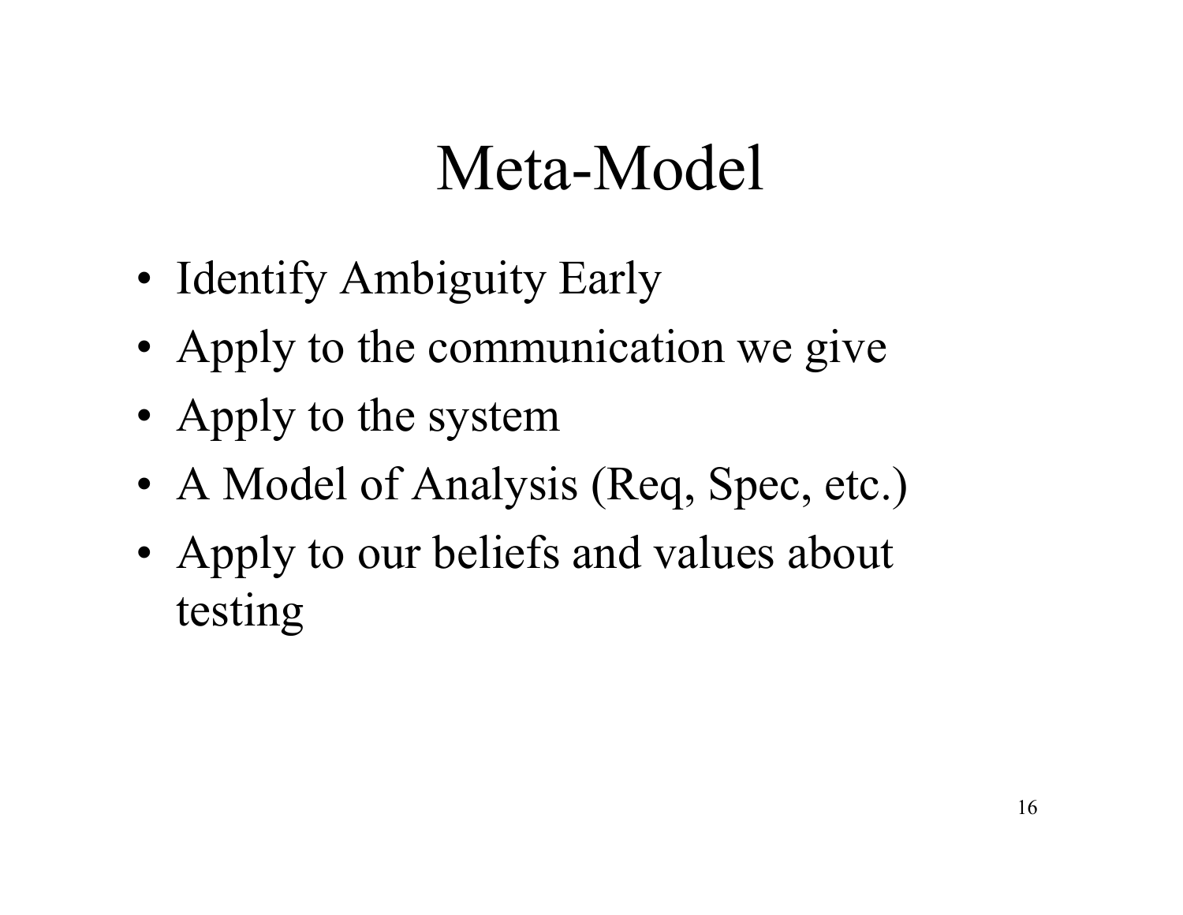# Meta-Model

- Identify Ambiguity Early
- Apply to the communication we give
- Apply to the system
- A Model of Analysis (Req, Spec, etc.)
- Apply to our beliefs and values about testing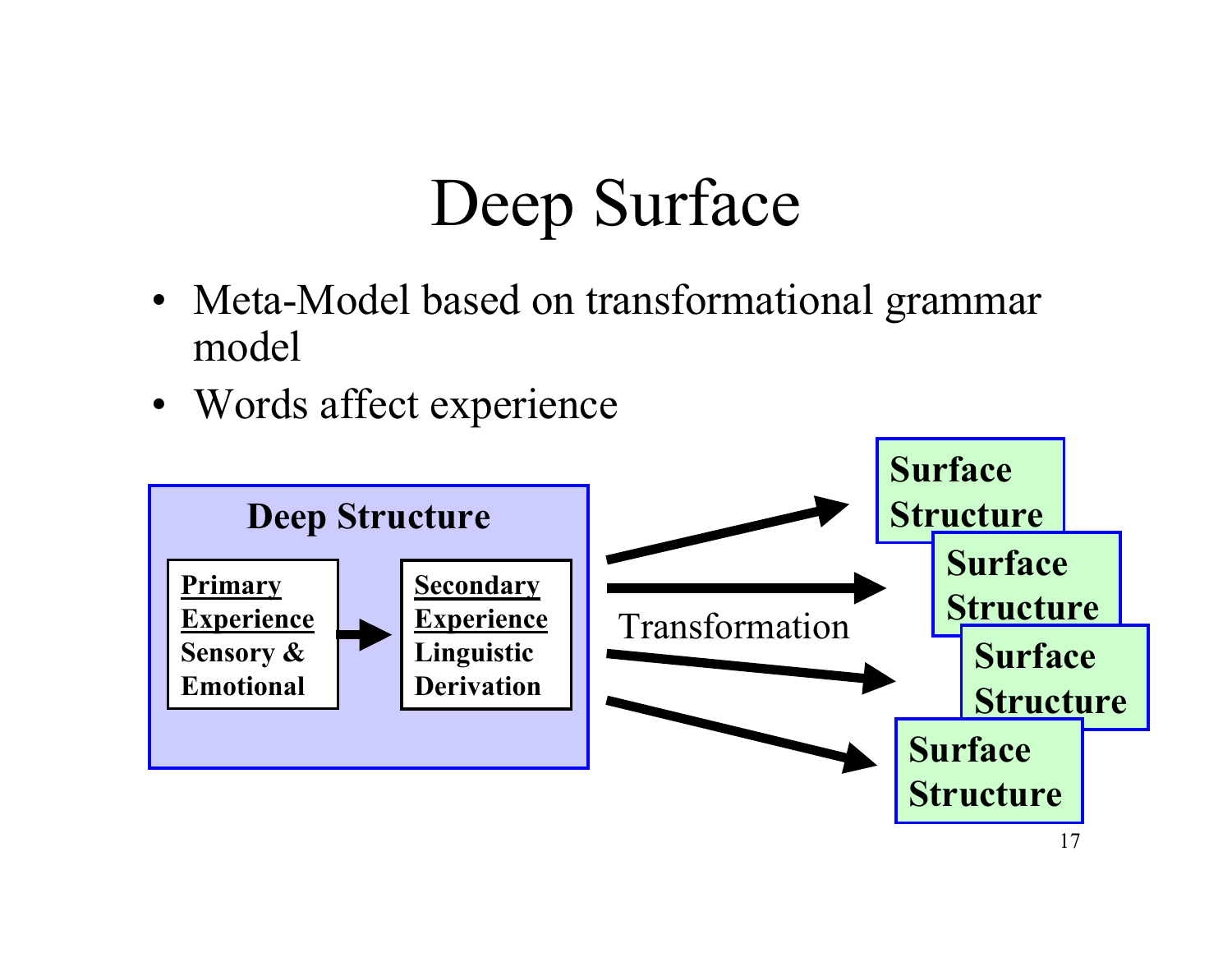# Deep Surface

- Meta-Model based on transformational grammar model
- Words affect experience

**Deep Structure**

**Primary Experience** Sensory & Emotional → **Secondary Experience** Linguistic Derivation

Transformation

**Surface Structure**

**Surface Structure**

**Surface Structure**

**Surface Structure**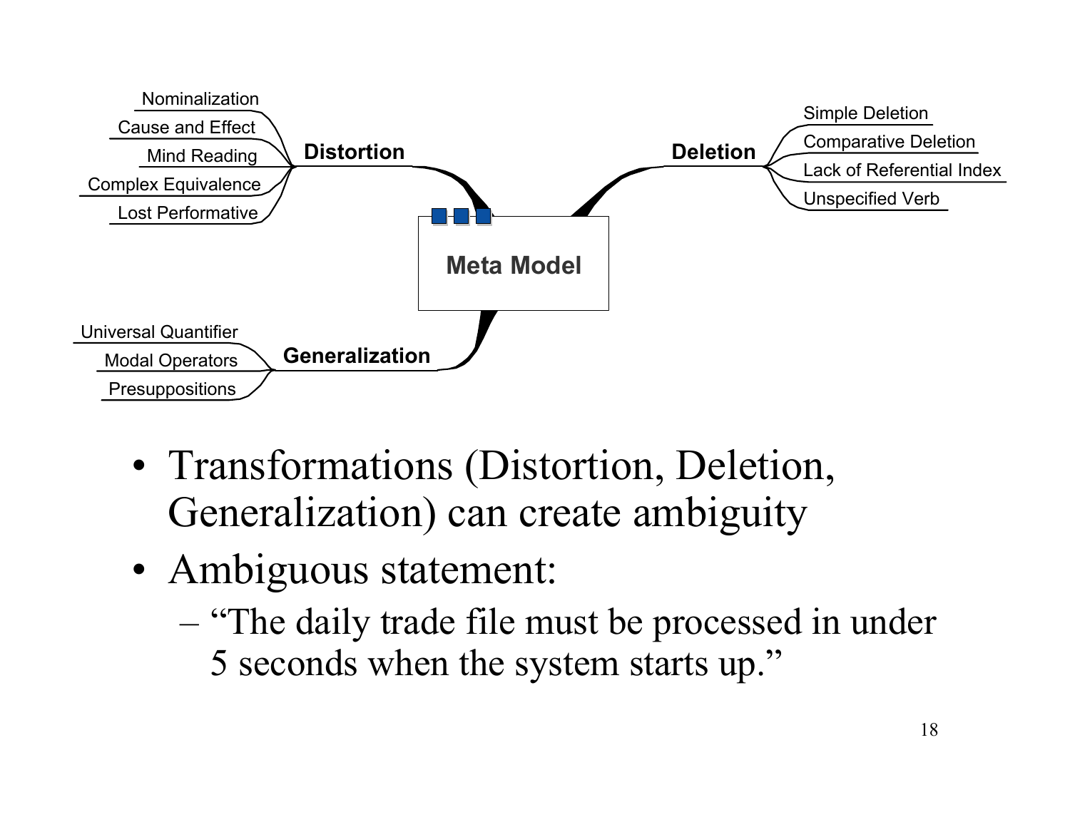- **Meta Model**
  - **Distortion**
    - Nominalization
    - Cause and Effect
    - Mind Reading
    - Complex Equivalence
    - Lost Performative
  - **Deletion**
    - Simple Deletion
    - Comparative Deletion
    - Lack of Referential Index
    - Unspecified Verb
  - **Generalization**
    - Universal Quantifier
    - Modal Operators
    - Presuppositions

- Transformations (Distortion, Deletion, Generalization) can create ambiguity
- Ambiguous statement:
  - "The daily trade file must be processed in under 5 seconds when the system starts up."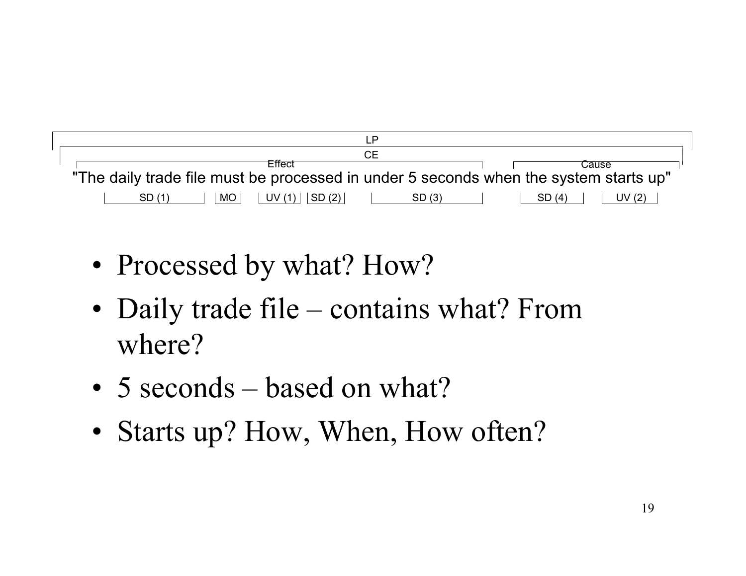LP

CE

Effect | Cause

"The daily trade file must be processed in under 5 seconds when the system starts up"

SD (1) | MO | UV (1) | SD (2) | SD (3) | SD (4) | UV (2)

- Processed by what? How?
- Daily trade file – contains what? From where?
- 5 seconds – based on what?
- Starts up? How, When, How often?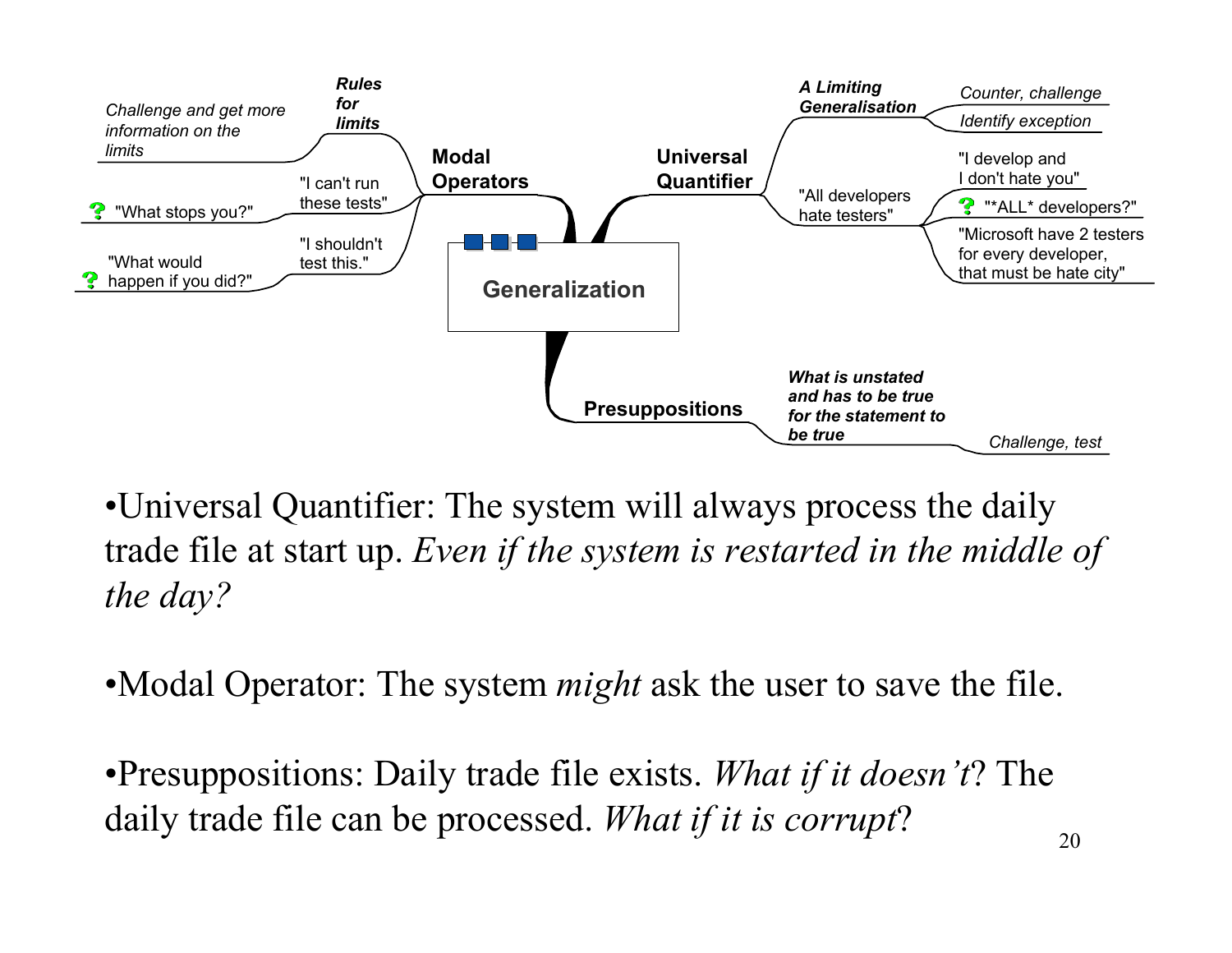Generalization

- Modal Operators
  - *Rules for limits*
    - *Challenge and get more information on the limits*
  - "I can't run these tests"
    - "What stops you?"
  - "I shouldn't test this."
    - "What would happen if you did?"
- Universal Quantifier
  - *A Limiting Generalisation*
    - *Counter, challenge*
    - *Identify exception*
  - "All developers hate testers"
    - "I develop and I don't hate you"
    - "*ALL* developers?"
    - "Microsoft have 2 testers for every developer, that must be hate city"
- Presuppositions
  - *What is unstated and has to be true for the statement to be true*
    - *Challenge, test*

- Universal Quantifier: The system will always process the daily trade file at start up. *Even if the system is restarted in the middle of the day?*

- Modal Operator: The system *might* ask the user to save the file.

- Presuppositions: Daily trade file exists. *What if it doesn't*? The daily trade file can be processed. *What if it is corrupt*?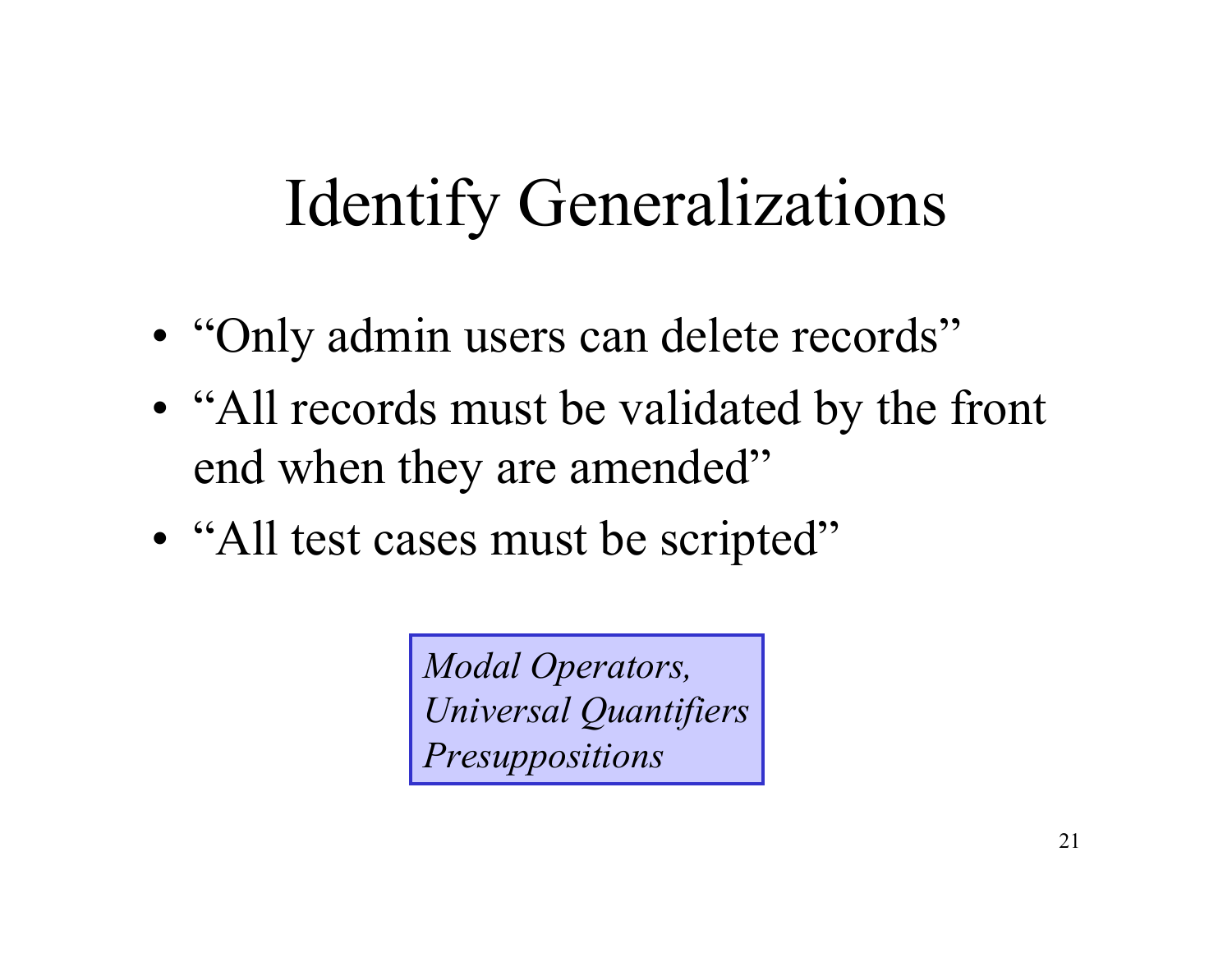# Identify Generalizations

- “Only admin users can delete records”
- “All records must be validated by the front end when they are amended”
- “All test cases must be scripted”

*Modal Operators,*
*Universal Quantifiers*
*Presuppositions*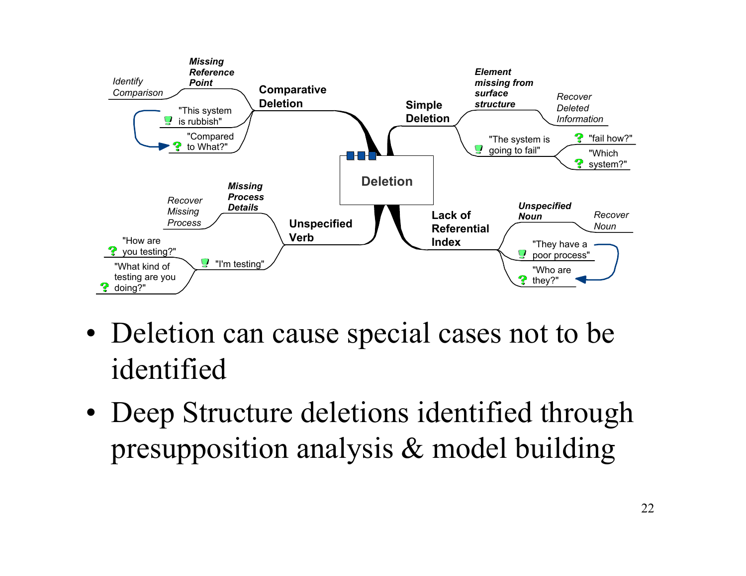## Deletion

**Comparative Deletion**
- ***Missing Reference Point***
  - *Identify Comparison*
- "This system is rubbish"
  - "Compared to What?"

**Simple Deletion**
- ***Element missing from surface structure***
  - *Recover Deleted Information*
- "The system is going to fail"
  - "fail how?"
  - "Which system?"

**Unspecified Verb**
- ***Missing Process Details***
  - *Recover Missing Process*
- "I'm testing"
  - "How are you testing?"
  - "What kind of testing are you doing?"

**Lack of Referential Index**
- ***Unspecified Noun***
  - *Recover Noun*
- "They have a poor process"
  - "Who are they?"

- Deletion can cause special cases not to be identified
- Deep Structure deletions identified through presupposition analysis & model building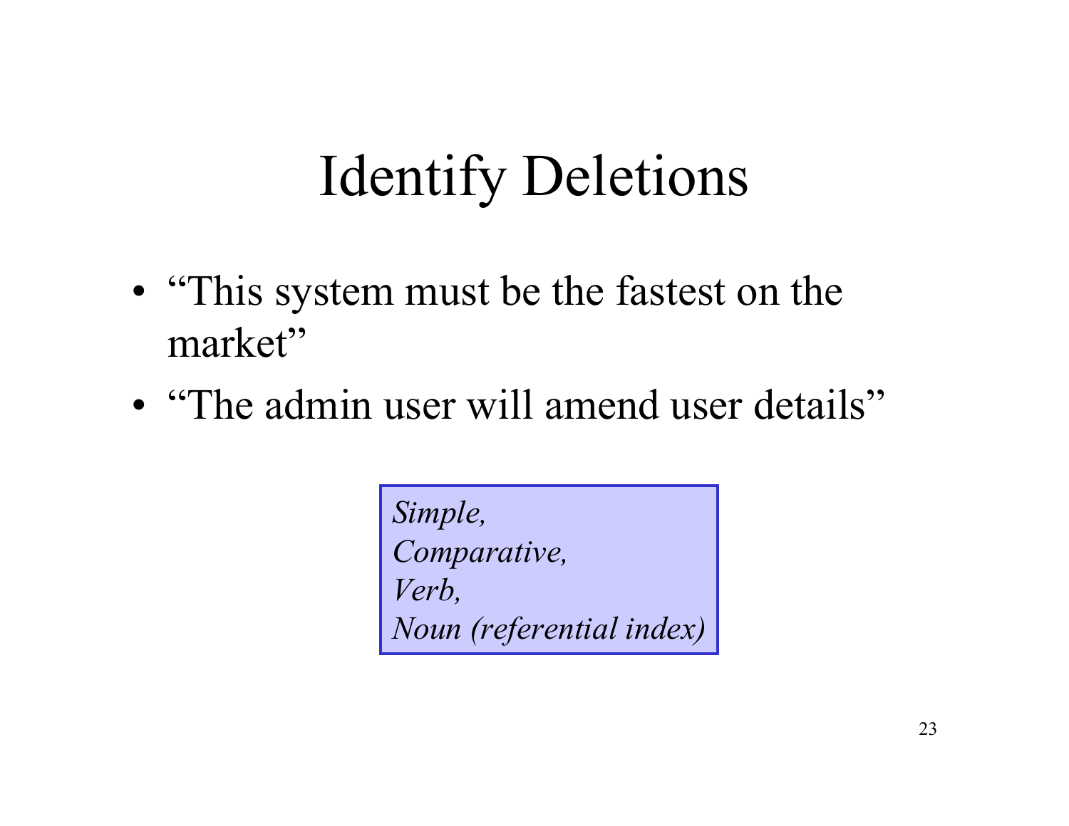# Identify Deletions

- "This system must be the fastest on the market"
- "The admin user will amend user details"

*Simple,*
*Comparative,*
*Verb,*
*Noun (referential index)*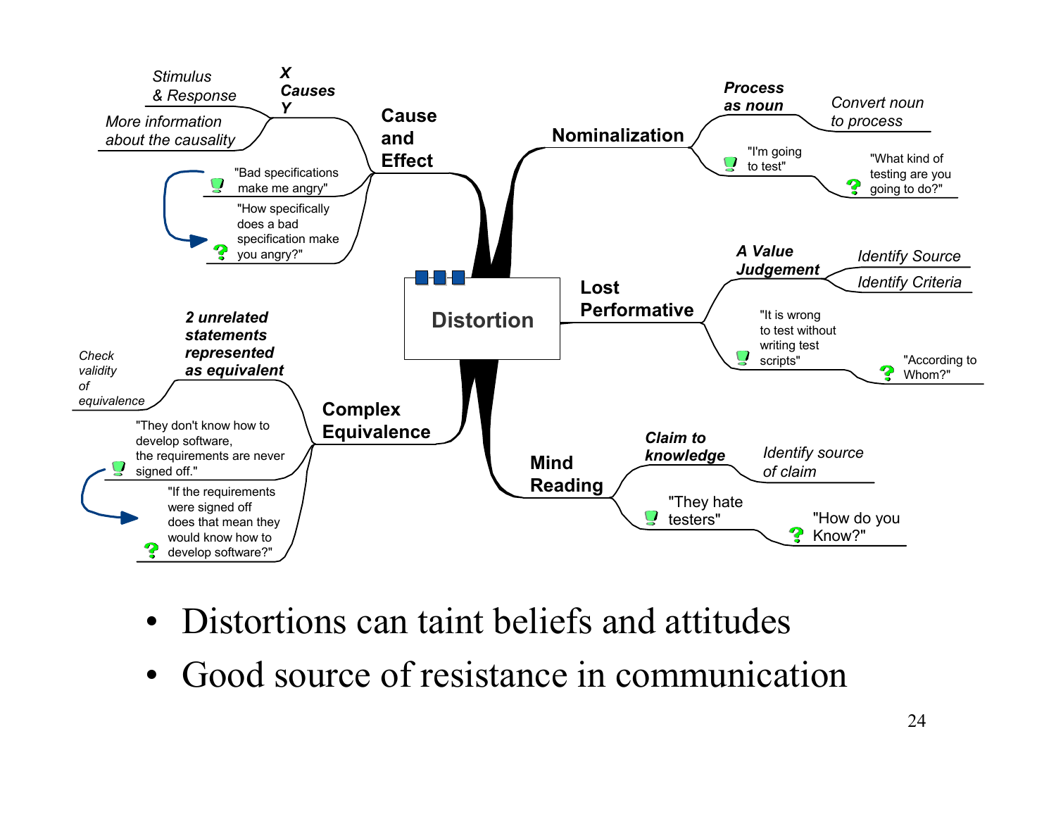# Distortion

## Cause and Effect

- *X Causes Y*
  - *Stimulus & Response*
  - *More information about the causality*
- "Bad specifications make me angry"
  - "How specifically does a bad specification make you angry?"

## Nominalization

- *Process as noun*
  - *Convert noun to process*
- "I'm going to test"
  - "What kind of testing are you going to do?"

## Lost Performative

- *A Value Judgement*
  - *Identify Source*
  - *Identify Criteria*
- "It is wrong to test without writing test scripts"
  - "According to Whom?"

## Complex Equivalence

- *2 unrelated statements represented as equivalent*
  - *Check validity of equivalence*
- "They don't know how to develop software, the requirements are never signed off."
  - "If the requirements were signed off does that mean they would know how to develop software?"

## Mind Reading

- *Claim to knowledge*
  - *Identify source of claim*
- "They hate testers"
  - "How do you Know?"

---

- Distortions can taint beliefs and attitudes
- Good source of resistance in communication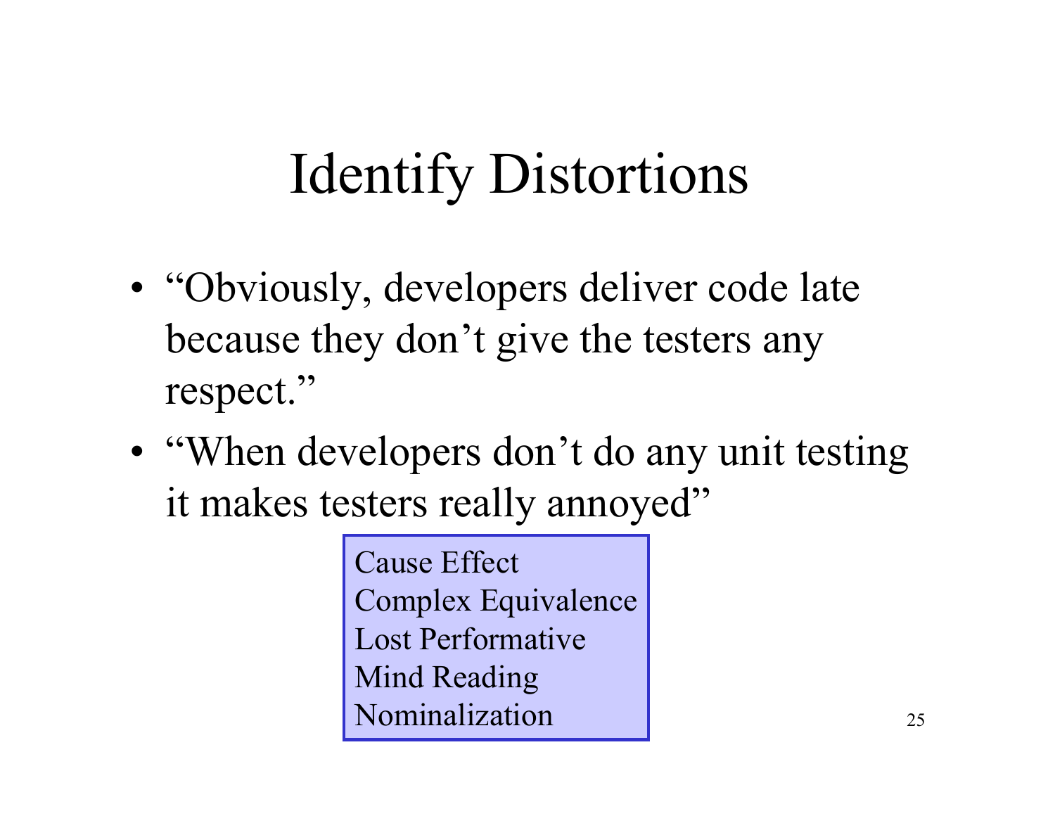# Identify Distortions

- "Obviously, developers deliver code late because they don't give the testers any respect."
- "When developers don't do any unit testing it makes testers really annoyed"

Cause Effect
Complex Equivalence
Lost Performative
Mind Reading
Nominalization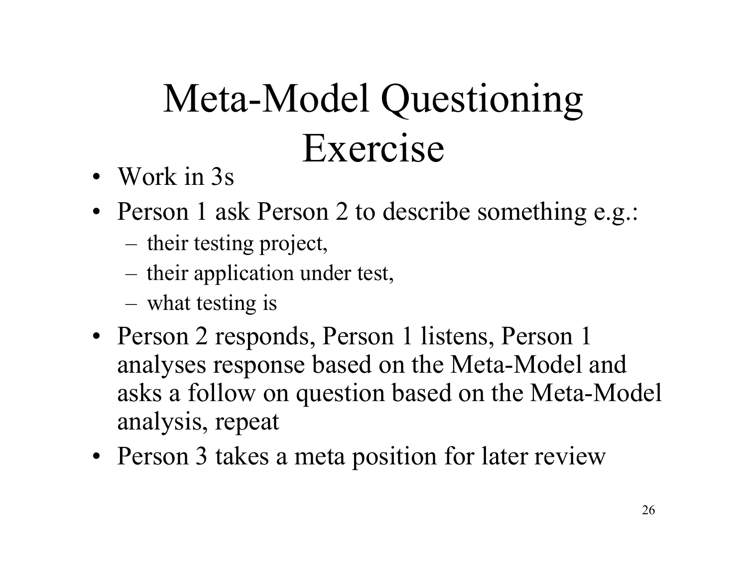# Meta-Model Questioning Exercise

- Work in 3s
- Person 1 ask Person 2 to describe something e.g.:
  - their testing project,
  - their application under test,
  - what testing is
- Person 2 responds, Person 1 listens, Person 1 analyses response based on the Meta-Model and asks a follow on question based on the Meta-Model analysis, repeat
- Person 3 takes a meta position for later review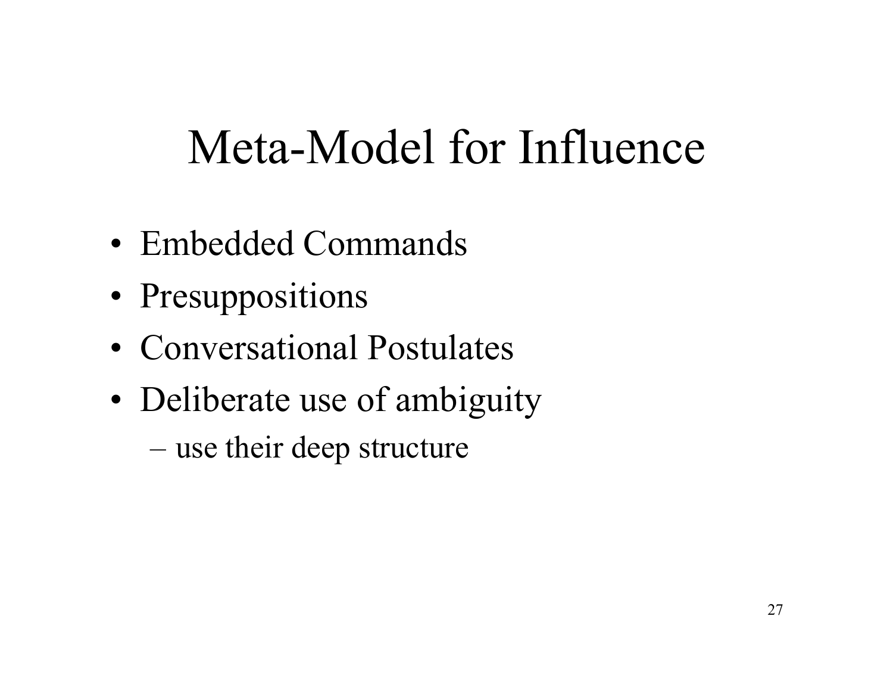# Meta-Model for Influence

- Embedded Commands
- Presuppositions
- Conversational Postulates
- Deliberate use of ambiguity
  - use their deep structure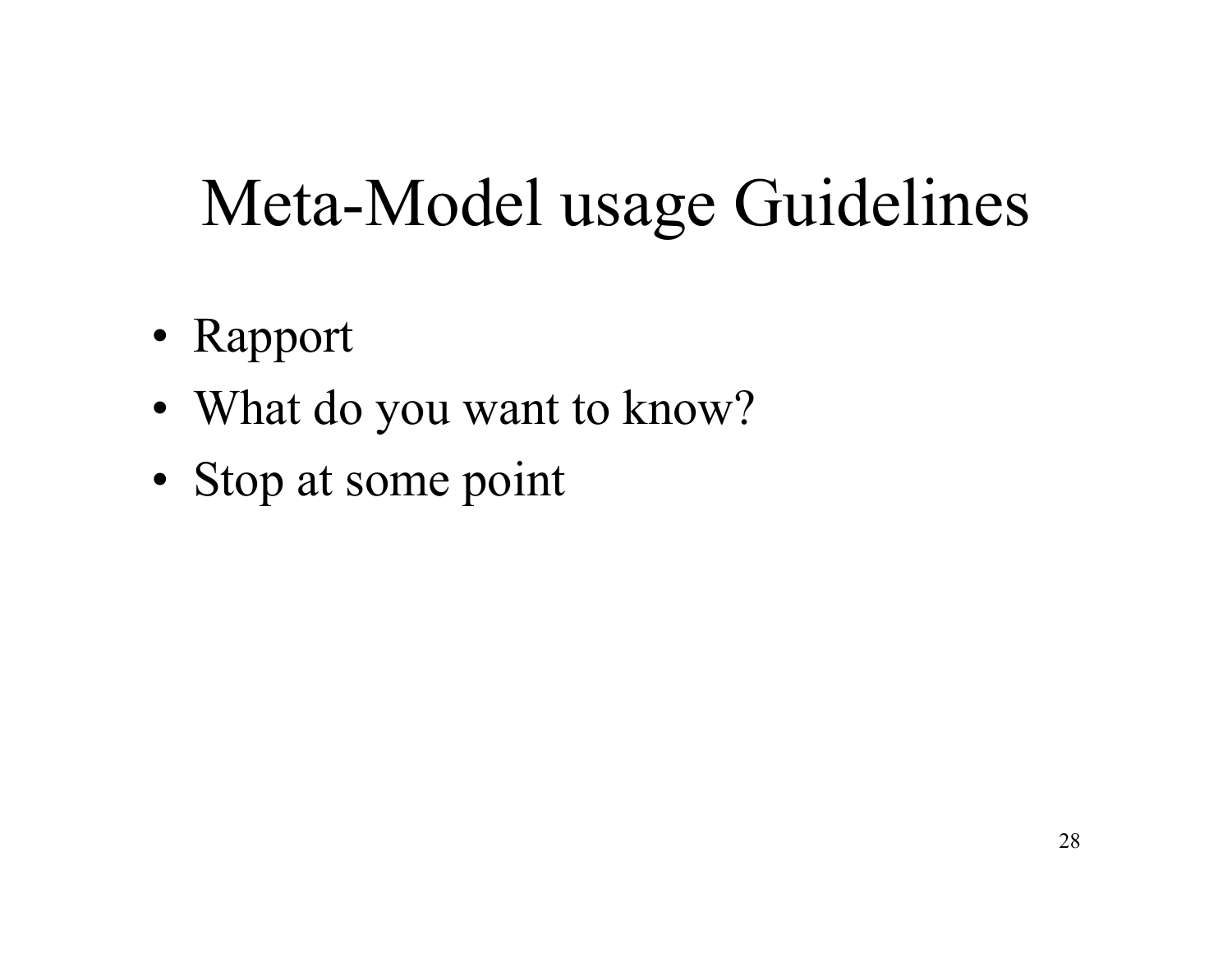# Meta-Model usage Guidelines

- Rapport
- What do you want to know?
- Stop at some point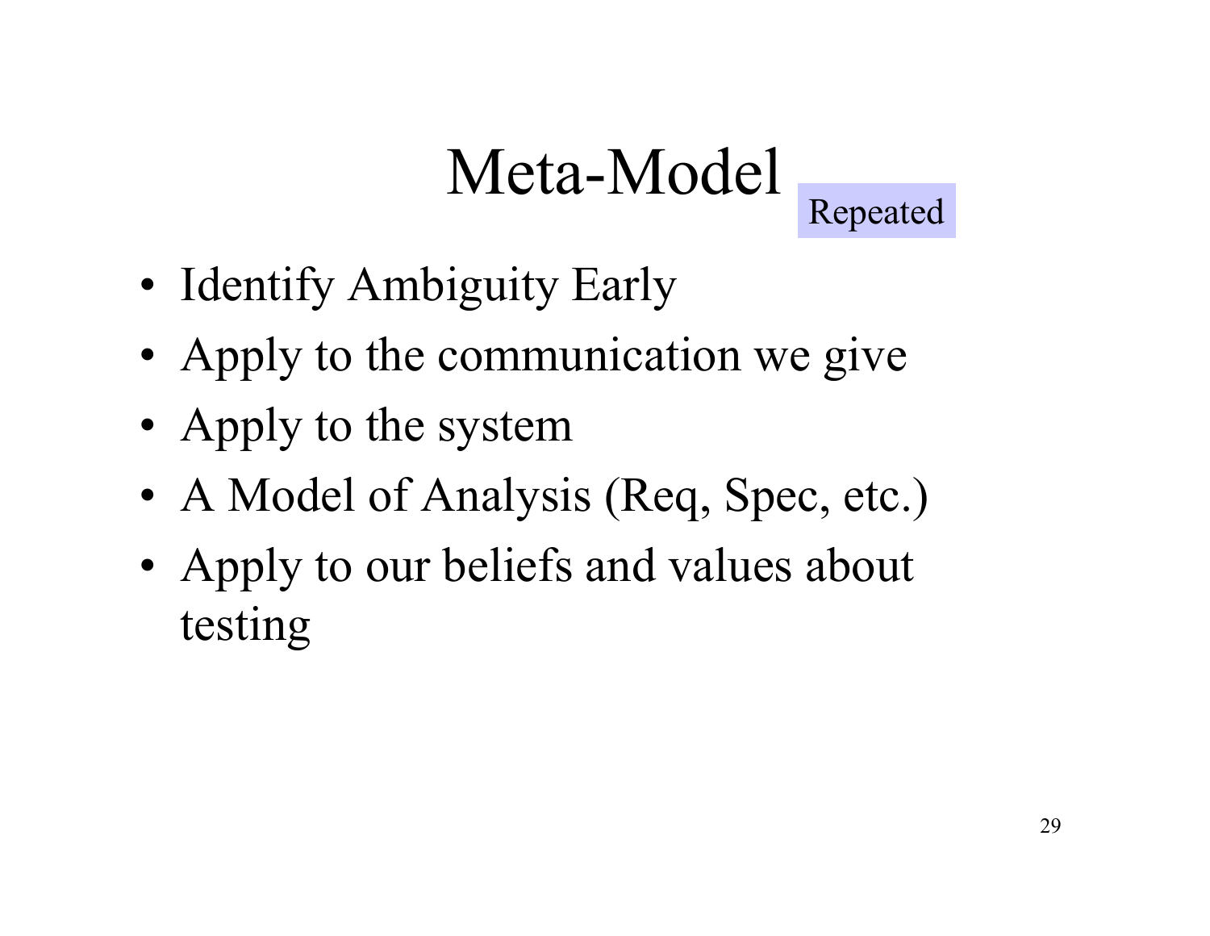# Meta-Model

Repeated

- Identify Ambiguity Early
- Apply to the communication we give
- Apply to the system
- A Model of Analysis (Req, Spec, etc.)
- Apply to our beliefs and values about testing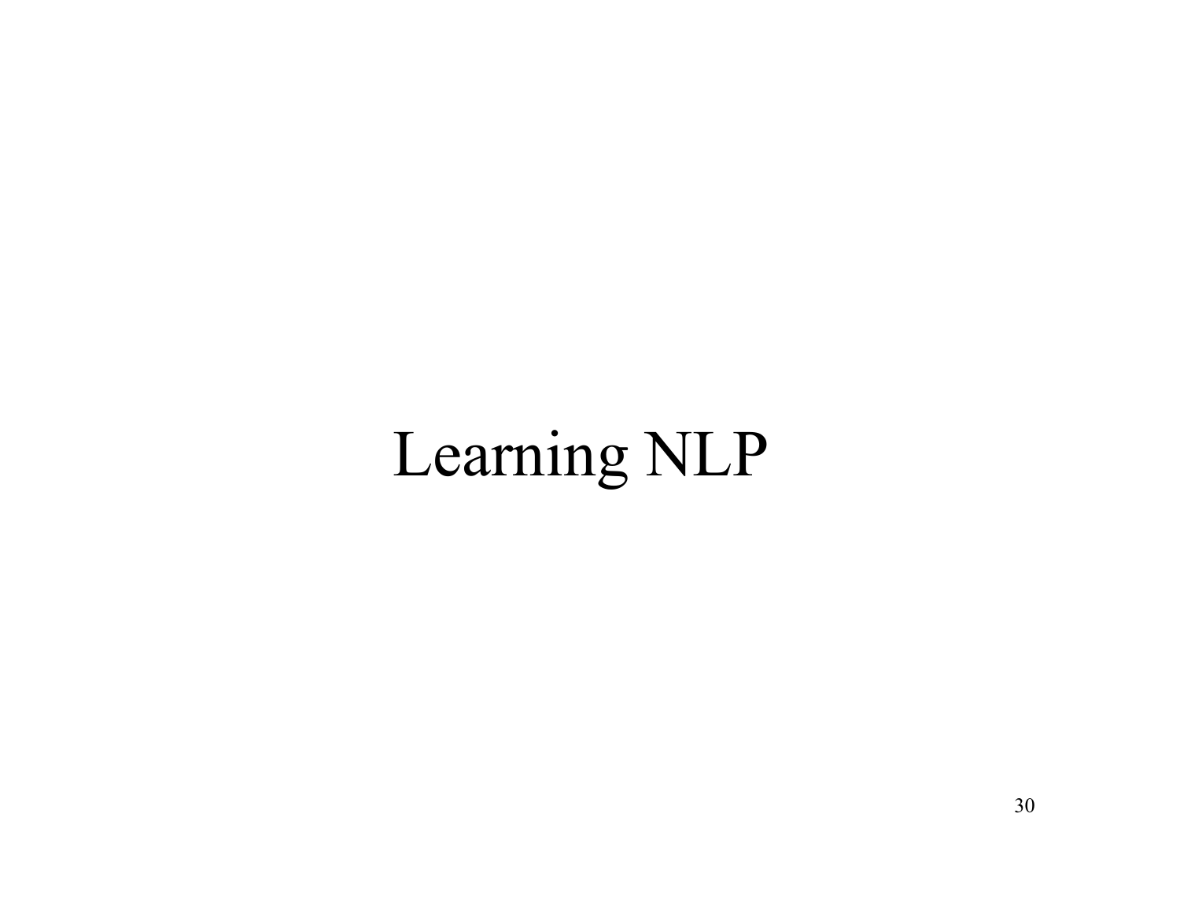# Learning NLP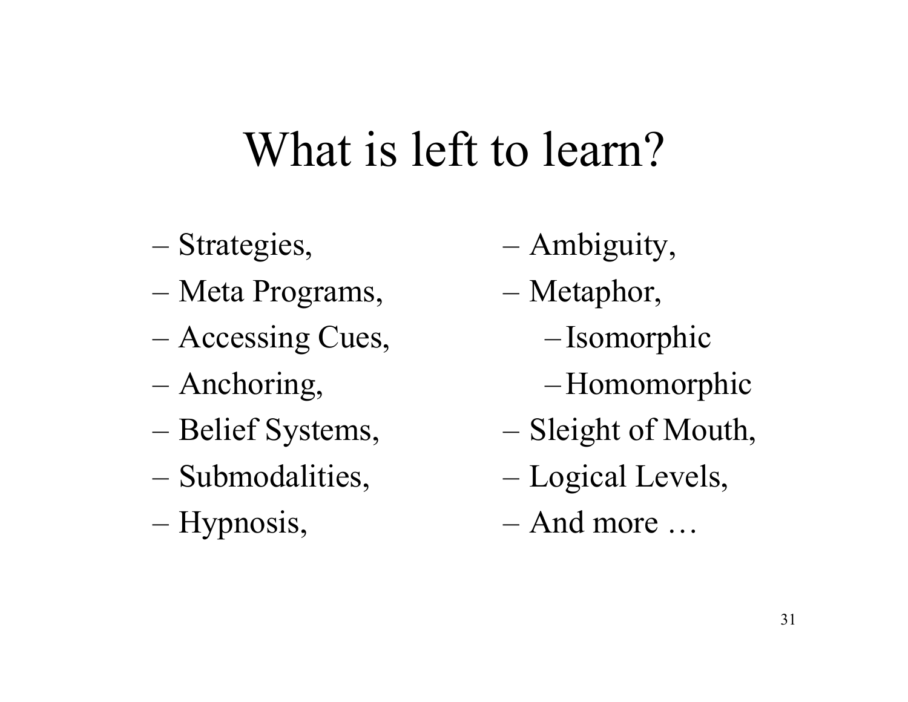# What is left to learn?

- Strategies,
- Meta Programs,
- Accessing Cues,
- Anchoring,
- Belief Systems,
- Submodalities,
- Hypnosis,
- Ambiguity,
- Metaphor,
  - Isomorphic
  - Homomorphic
- Sleight of Mouth,
- Logical Levels,
- And more …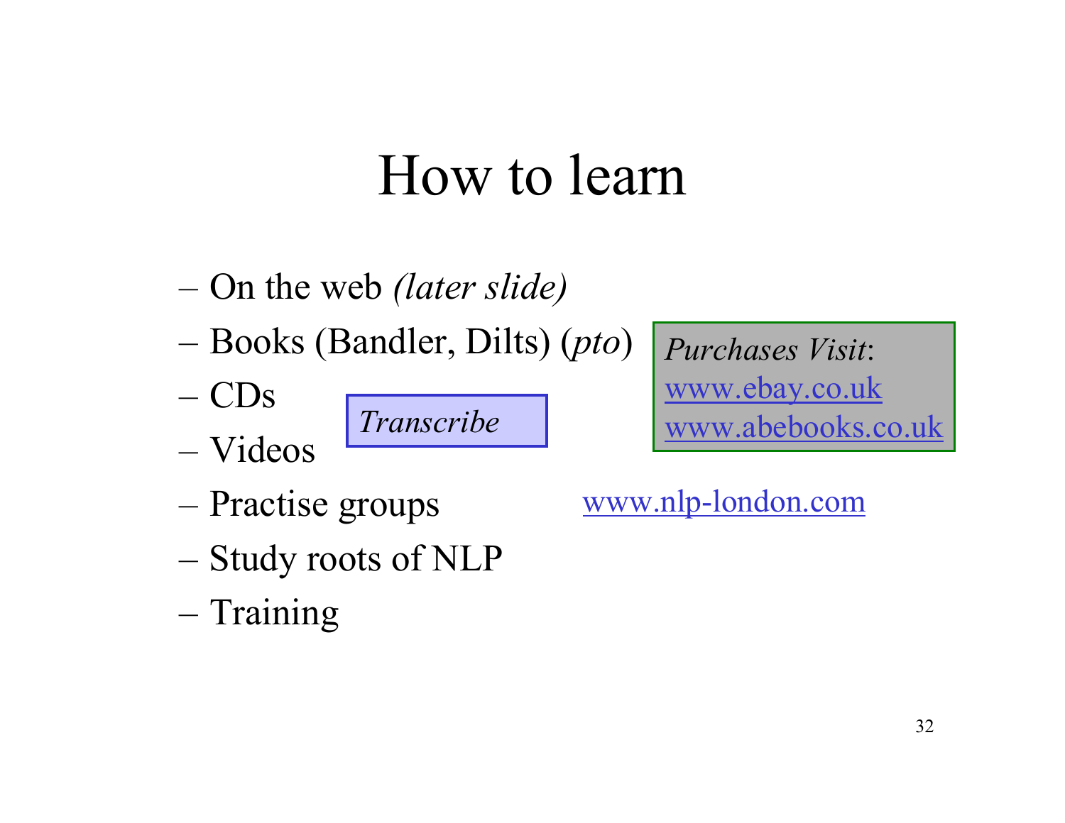# How to learn

- On the web *(later slide)*
- Books (Bandler, Dilts) (*pto*)
- CDs
- Videos
- Practise groups
- Study roots of NLP
- Training

*Transcribe*

*Purchases Visit*:
www.ebay.co.uk
www.abebooks.co.uk

www.nlp-london.com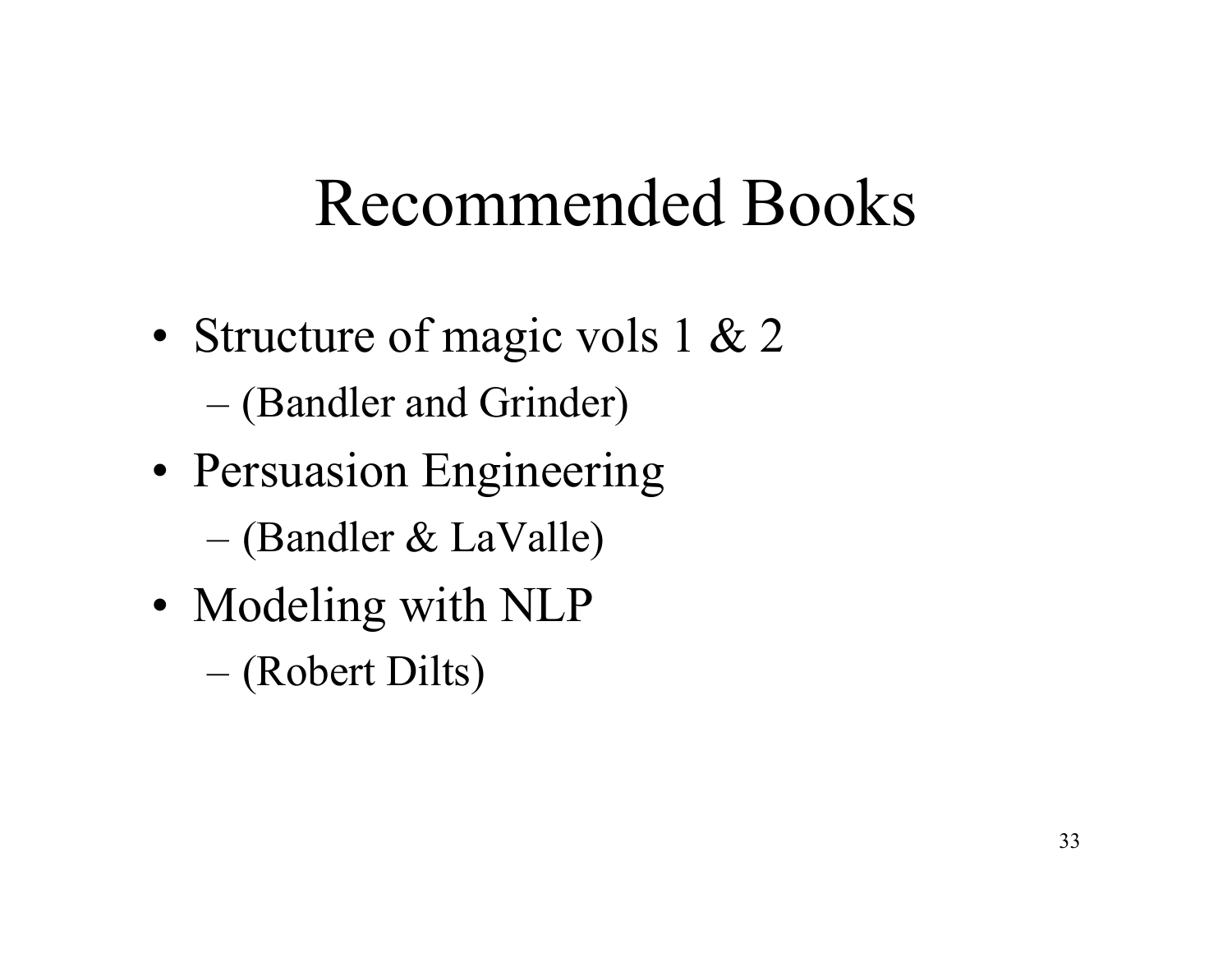# Recommended Books

- Structure of magic vols 1 & 2
  - (Bandler and Grinder)
- Persuasion Engineering
  - (Bandler & LaValle)
- Modeling with NLP
  - (Robert Dilts)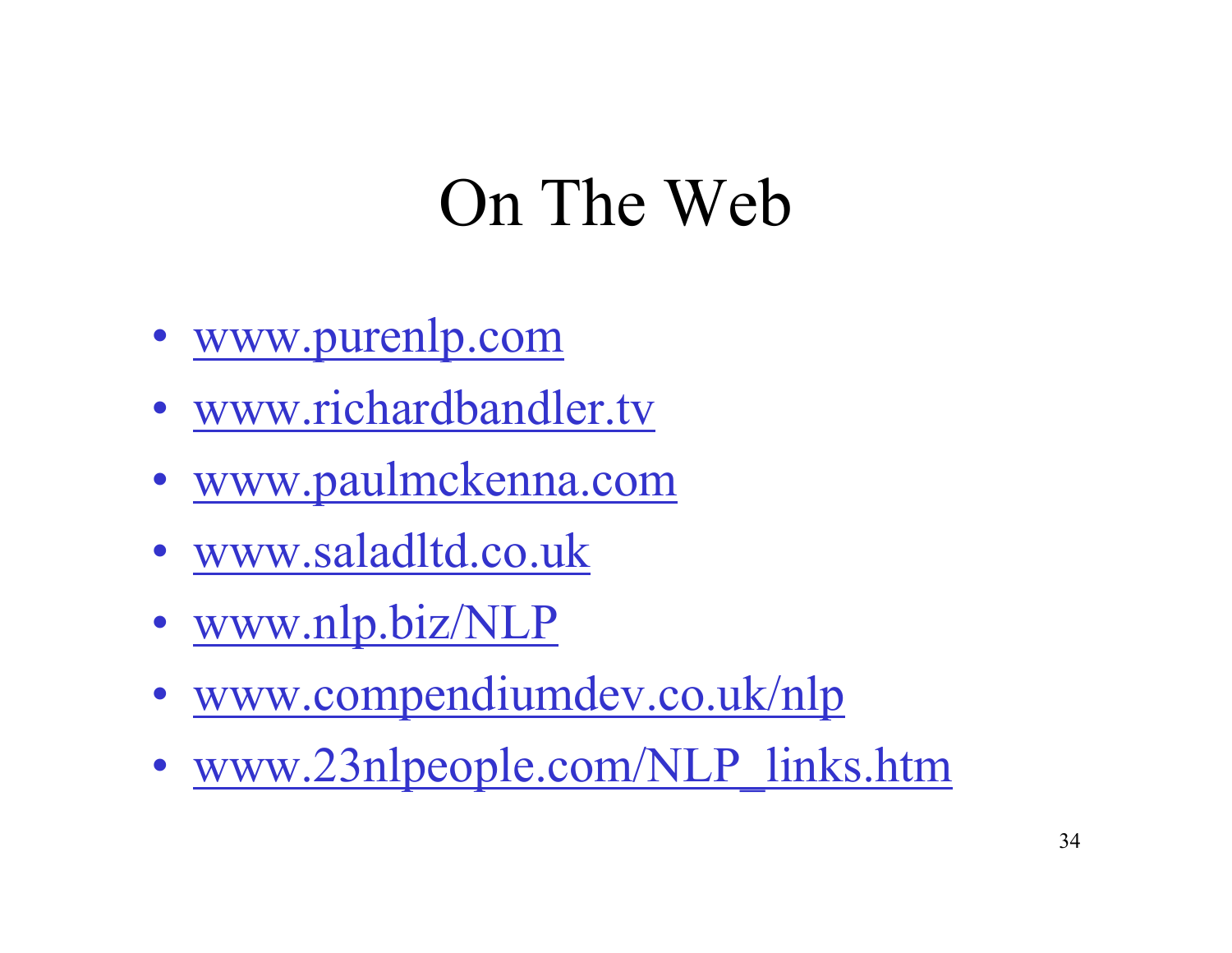# On The Web

- www.purenlp.com
- www.richardbandler.tv
- www.paulmckenna.com
- www.saladltd.co.uk
- www.nlp.biz/NLP
- www.compendiumdev.co.uk/nlp
- www.23nlpeople.com/NLP_links.htm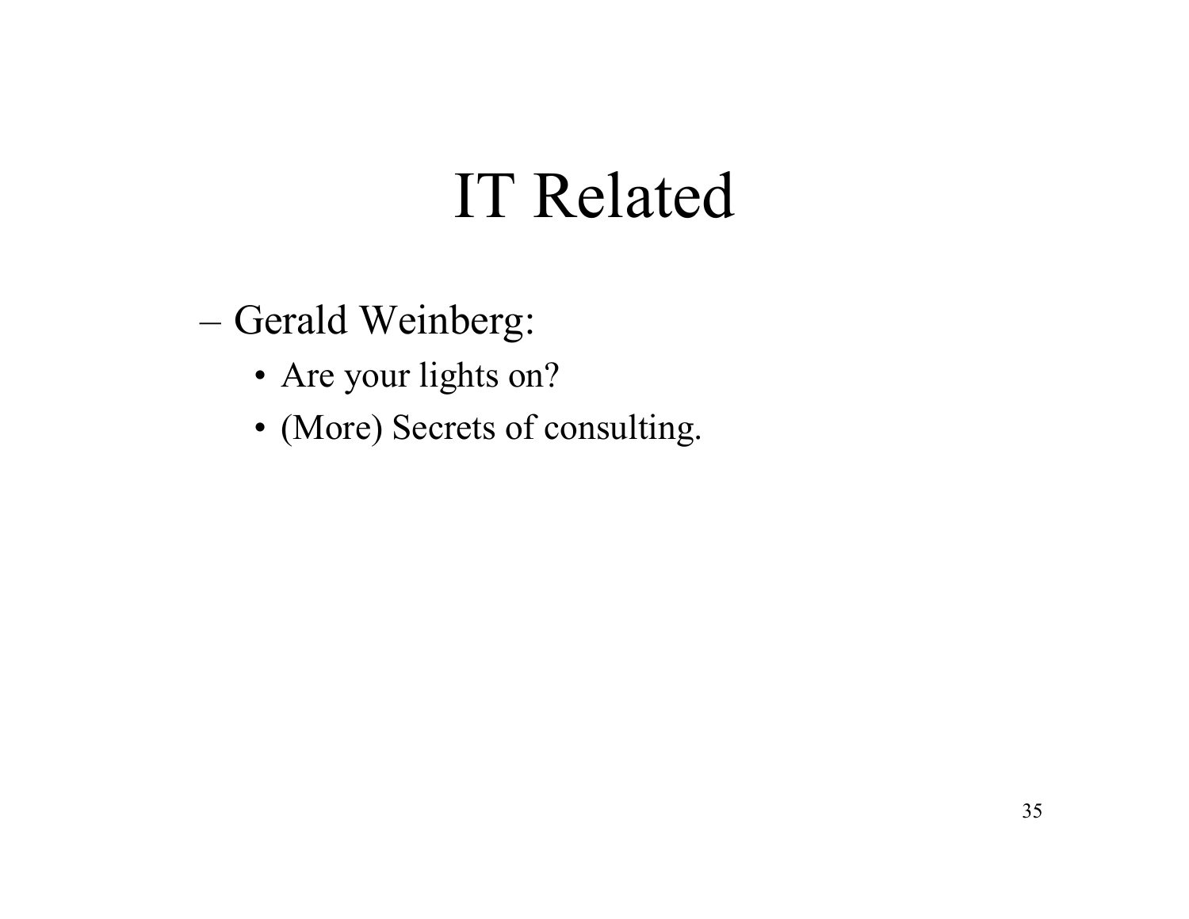# IT Related

- Gerald Weinberg:
  - Are your lights on?
  - (More) Secrets of consulting.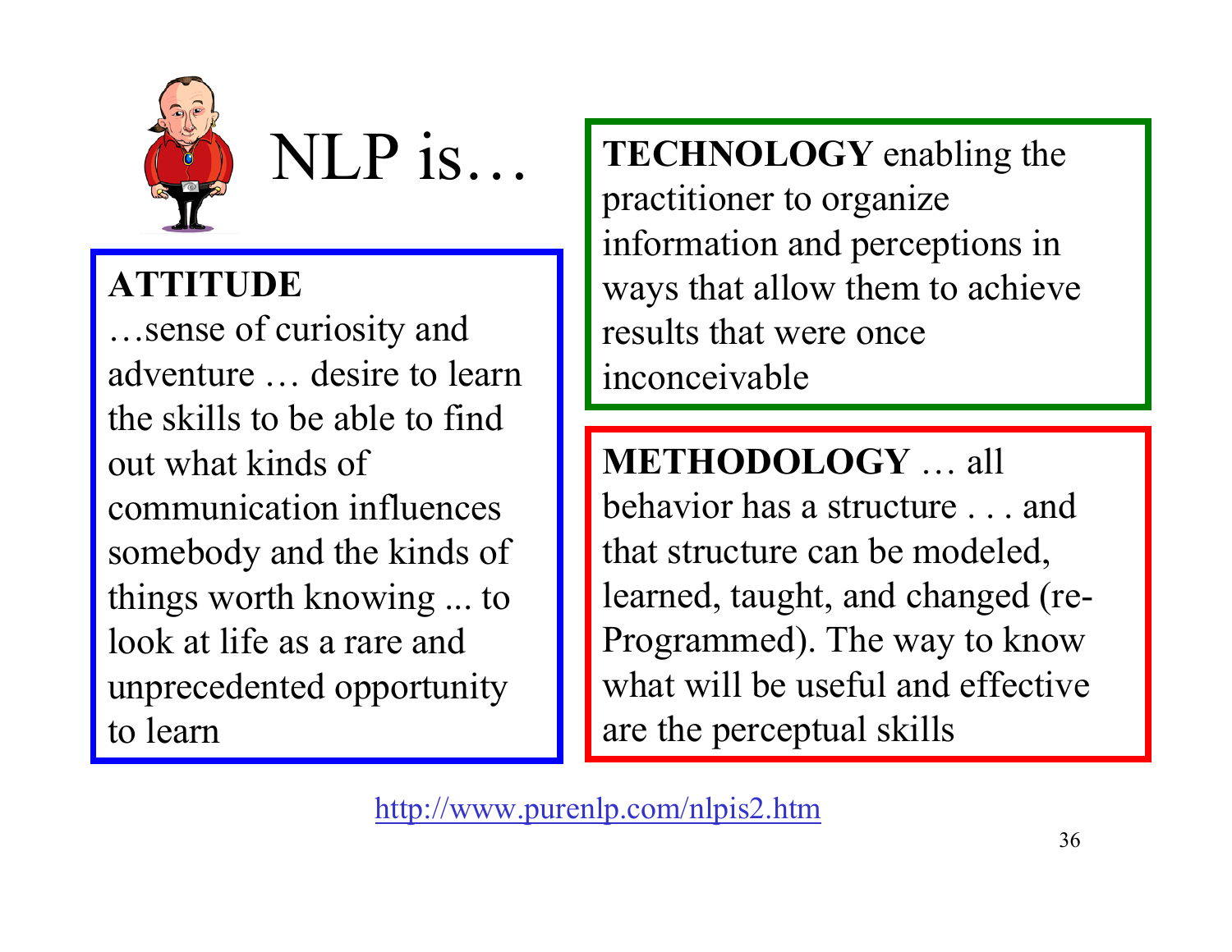# NLP is…

**ATTITUDE**
…sense of curiosity and adventure … desire to learn the skills to be able to find out what kinds of communication influences somebody and the kinds of things worth knowing ... to look at life as a rare and unprecedented opportunity to learn

**TECHNOLOGY** enabling the practitioner to organize information and perceptions in ways that allow them to achieve results that were once inconceivable

**METHODOLOGY** … all behavior has a structure . . . and that structure can be modeled, learned, taught, and changed (re-Programmed). The way to know what will be useful and effective are the perceptual skills

http://www.purenlp.com/nlpis2.htm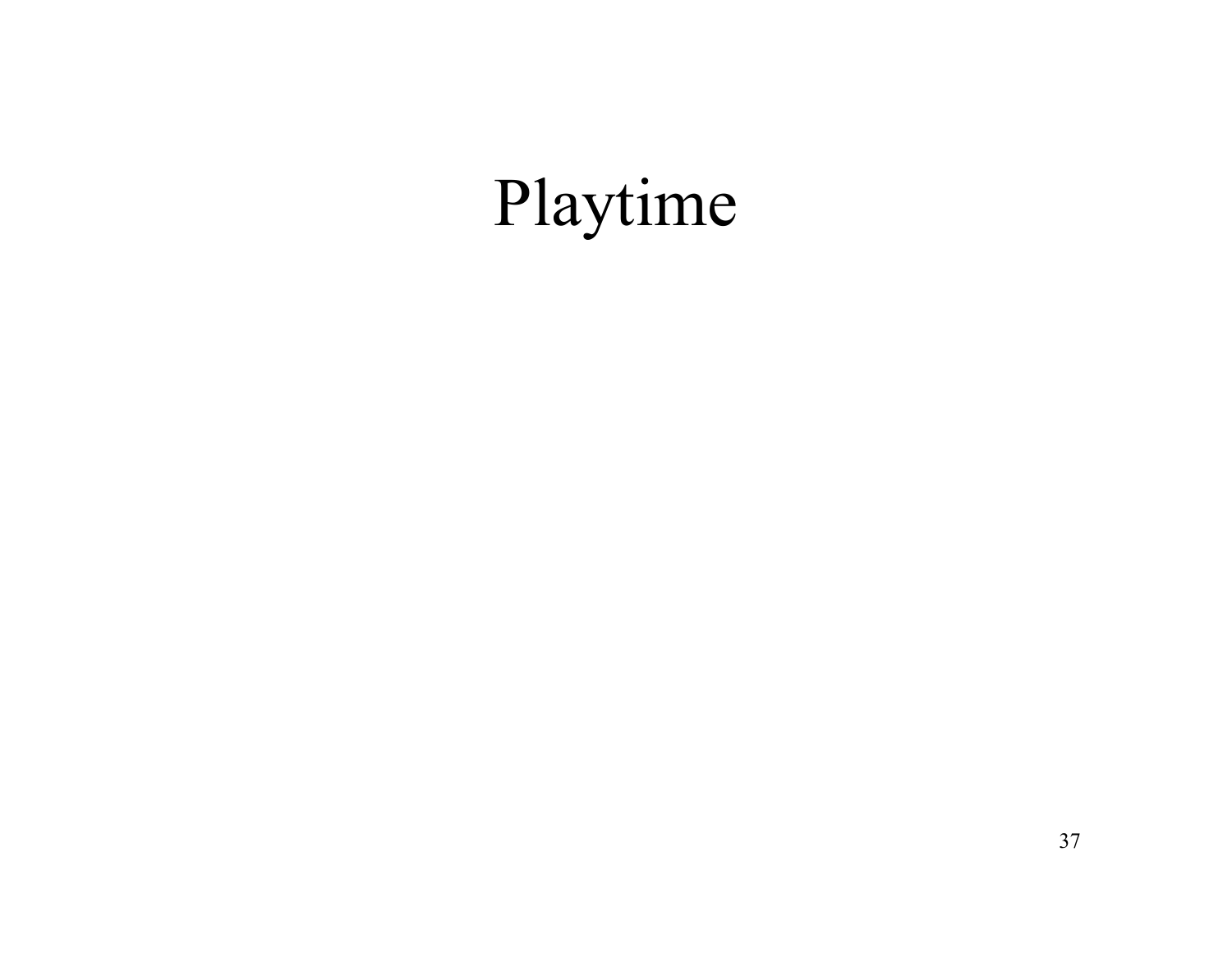# Playtime